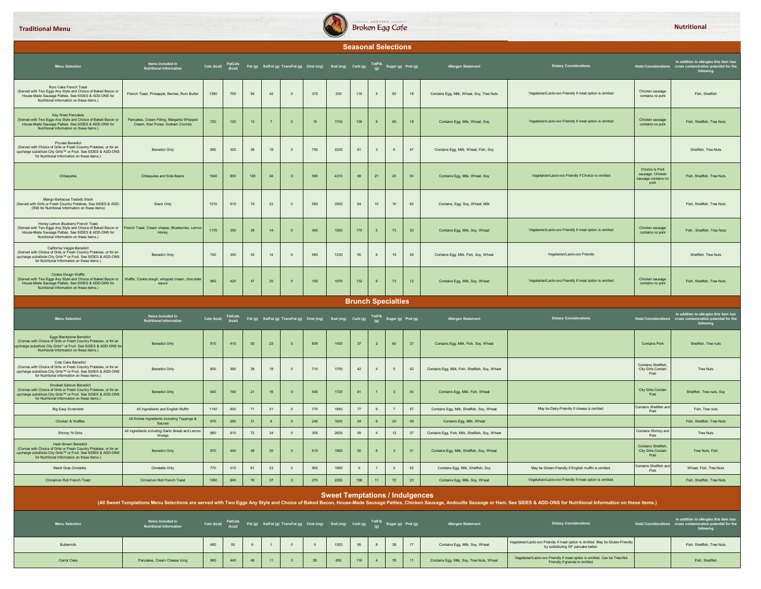Traditional Menu

Nutritional

## Seasonal Selections

| Menu Selection | Items Included in Nutritional Information | Cals (kcal) | FatCals (kcal) | Fat (g) | SatFat (g) | TransFat (g) | Chol (mg) | Sod (mg) | Carb (g) | TotFib (g) | Sugar (g) | Prot (g) | Allergen Statement | Dietary Considerations | Halal Considerations | In addition to allergies this item has cross contamination potential for the following |
|---|---|---|---|---|---|---|---|---|---|---|---|---|---|---|---|---|
| Rum Cake French Toast (Served with Two Eggs Any Style and Choice of Baked Bacon or House-Made Sausage Patties. See SIDES & ADD-ONS for Nutritional Information on these items.) | French Toast, Pineapple, Berries, Rum Butter | 1390 | 750 | 94 | 42 | 0 | 375 | 530 | 119 | 5 | 82 | 16 | Contains Egg, Milk, Wheat, Soy, Tree Nuts | Vegetarian/Lacto-ovo Friendly if meat option is omitted | Chicken sausage contains no pork | Fish, Shellfish |
| Key West Pancakes (Served with Two Eggs Any Style and Choice of Baked Bacon or House-Made Sausage Patties. See SIDES & ADD-ONS for Nutritional Information on these items.) | Pancakes, Cream Filling, Margarita Whipped Cream, Kiwi Puree, Graham Crumbs | 720 | 120 | 13 | 7 | 0 | 10 | 1730 | 136 | 8 | 65 | 18 | Contains Egg, Milk, Wheat, Soy | Vegetarian/Lacto-ovo Friendly if meat option is omitted | Chicken sausage contains no pork | Fish, Shellfish, Tree Nuts |
| Piccata Benedict (Served with Choice of Grits or Fresh Country Potatoes, or for an upcharge substitute City Grits™ or Fruit. See SIDES & ADD-ONS for Nutritional Information on these items.) | Benedict Only | 890 | 320 | 38 | 19 | 0 | 750 | 2230 | 61 | 3 | 6 | 47 | Contains Egg, Milk, Wheat, Fish, Soy | | | Shellfish, Tree Nuts |
| Chilaquiles | Chilaquiles and Side Beans | 1540 | 850 | 108 | 34 | 0 | 590 | 4310 | 99 | 21 | 20 | 50 | Contains Egg, Milk, Wheat, Soy | Vegetarian/Lacto-ovo Friendly if Chorizo is omitted | Chorizo is Pork sausage. Chicken sausage contains no pork | Fish, Shellfish, Tree Nuts |
| Mango Barbacoa Tostado Stack (Served with Grits or Fresh Country Potatoes, See SIDES & ADD-ONS for Nutritional Information on these items) | Stack Only | 1210 | 610 | 74 | 23 | 0 | 580 | 3050 | 64 | 10 | 10 | 62 | Contains, Egg, Soy, Wheat, Milk | | | Fish, Shellfish, Tree Nuts |
| Honey Lemon Blueberry French Toast (Served with Two Eggs Any Style and Choice of Baked Bacon or House-Made Sausage Patties. See SIDES & ADD-ONS for Nutritional Information on these items.) | French Toast, Cream cheese, Blueberries, Lemon Honey | 1170 | 350 | 39 | 14 | 0 | 460 | 1550 | 170 | 5 | 73 | 33 | Contains Egg, Milk, Soy, Wheat | Vegetarian/Lacto-ovo Friendly if meat option is omitted | Chicken sausage contains no pork | Fish , Shellfish, Tree Nuts |
| California Veggie Benedict (Served with Choice of Grits or Fresh Country Potatoes, or for an upcharge substitute City Grits™ or Fruit. See SIDES & ADD-ONS for Nutritional Information on these items.) | Benedict Only | 740 | 300 | 34 | 14 | 0 | 585 | 1230 | 55 | 6 | 19 | 29 | Contains Egg, Milk, Fish, Soy, Wheat | Vegetarian/Lacto-ovo Friendly | | Shellfish, Tree Nuts |
| Cookie Dough Waffle (Served with Two Eggs Any Style and Choice of Baked Bacon or House-Made Sausage Patties. See SIDES & ADD-ONS for Nutritional Information on these items.) | Waffle, Cookie dough, whipped cream, chocolate sauce | 960 | 420 | 47 | 25 | 0 | 155 | 1070 | 132 | 6 | 73 | 12 | Contains Egg, Milk, Soy, Wheat | Vegetarian/Lacto-ovo Friendly if meat option is omitted | Chicken sausage contains no pork | Fish, Shellfish, Tree Nuts |

## Brunch Specialties

| Menu Selection | Items Included in Nutritional Information | Cals (kcal) | FatCals (kcal) | Fat (g) | SatFat (g) | TransFat (g) | Chol (mg) | Sod (mg) | Carb (g) | TotFib (g) | Sugar (g) | Prot (g) | Allergen Statement | Dietary Considerations | Halal Considerations | In addition to allergies this item has cross contamination potential for the following |
|---|---|---|---|---|---|---|---|---|---|---|---|---|---|---|---|---|
| Eggs Blackstone Benedict (Comes with Choice of Grits or Fresh Country Potatoes, or for an upcharge substitute City Grits™ or Fruit. See SIDES & ADD-ONS for Nutritional Information on these items.) | Benedict Only | 810 | 410 | 50 | 23 | 0 | 605 | 1430 | 37 | 2 | 60 | 37 | Contains Egg, Milk, Fish, Soy, Wheat | | Contains Pork | Shellfish, Tree nuts |
| Crab Cake Benedict (Comes with Choice of Grits or Fresh Country Potatoes, or for an upcharge substitute City Grits™ or Fruit. See SIDES & ADD-ONS for Nutritional Information on these items.) | Benedict Only | 800 | 360 | 39 | 18 | 0 | 710 | 1750 | 42 | 4 | 5 | 42 | Contains Egg, Milk, Fish, Shellfish, Soy, Wheat | | Contains Shellfish, City Grits Contain Pork | Tree Nuts |
| Smoked Salmon Benedict (Comes with Choice of Grits or Fresh Country Potatoes, or for an upcharge substitute City Grits™ or Fruit. See SIDES & ADD-ONS for Nutritional Information on these items.) | Benedict Only | 640 | 190 | 21 | 16 | 0 | 540 | 1720 | 41 | 1 | 3 | 40 | Contains Egg, Milk, Fish, Wheat | | City Grits Contain Pork | Shellfish, Tree nuts, Soy |
| Big Easy Scrambler | All Ingredients and English Muffin | 1140 | 600 | 71 | 21 | 0 | 770 | 1840 | 77 | 9 | 7 | 57 | Contains Egg, Milk, Shellfish, Soy, Wheat | May be Dairy-Friendly if cheese is omitted. | Contains Shellfish and Pork | Fish, Tree nuts |
| Chicken & Waffles | All Entrée Ingredients including Toppings & Sauces | 670 | 280 | 31 | 8 | 0 | 240 | 1630 | 54 | 6 | 20 | 49 | Contains Egg, Milk, Wheat | | | Fish, Shellfish, Tree Nuts |
| Shrimp 'N Grits | All ingredients including Garlic Bread and Lemon Wedge | 980 | 610 | 72 | 34 | 0 | 305 | 2630 | 59 | 4 | 12 | 37 | Contains Egg, Fish, Milk, Shellfish, Soy, Wheat | | Contains Shrimp and Pork | Tree Nuts |
| Hash Brown Benedict (Comes with Choice of Grits or Fresh Country Potatoes, or for an upcharge substitute City Grits™ or Fruit. See SIDES & ADD-ONS for Nutritional Information on these items.) | Benedict Only | 870 | 440 | 49 | 20 | 0 | 610 | 1950 | 50 | 6 | 3 | 31 | Contains Egg, Milk, Shellfish, Soy, Wheat | | Contains Shellfish, City Grits Contain Pork | Tree Nuts, Fish |
| Mardi Gras Omelette | Omelette Only | 770 | 510 | 61 | 23 | 0 | 965 | 1880 | 9 | 1 | 5 | 52 | Contains Egg, Milk, Shellfish, Soy | May be Gluten-Friendly if English muffin is omitted. | Contains Shellfish and Pork | Wheat, Fish, Tree Nuts |
| Cinnamon Roll French Toast | Cinnamon Roll French Toast | 1360 | 640 | 76 | 37 | 0 | 270 | 2250 | 158 | 11 | 72 | 23 | Contains Egg, Milk, Soy, Wheat | Vegetarian/Lacto-ovo Friendly if meat option is omitted. | | Fish, Shellfish, Tree Nuts |

## Sweet Temptations / Indulgences

(All Sweet Temptations Menu Selections are served with Two Eggs Any Style and Choice of Baked Bacon, House-Made Sausage Patties, Chicken Sausage, Andouille Sausage or Ham. See SIDES & ADD-ONS for Nutritional Information on these items.)

| Menu Selection | Items Included in Nutritional Information | Cals (kcal) | FatCals (kcal) | Fat (g) | SatFat (g) | TransFat (g) | Chol (mg) | Sod (mg) | Carb (g) | TotFib (g) | Sugar (g) | Prot (g) | Allergen Statement | Dietary Considerations | Halal Considerations | In addition to allergies this item has cross contamination potential for the following |
|---|---|---|---|---|---|---|---|---|---|---|---|---|---|---|---|---|
| Buttermilk | | 480 | 50 | 6 | 1 | 0 | 0 | 1520 | 95 | 8 | 38 | 17 | Contains Egg, Milk, Soy, Wheat | Vegetarian/Lacto-ovo Friendly if meat option is omitted. May be Gluten-Friendly by substituting GF pancake batter. | | Fish, Shellfish, Tree Nuts |
| Carrot Cake | Pancakes, Cream Cheese Icing | 960 | 440 | 49 | 11 | 0 | 95 | 650 | 116 | 4 | 78 | 11 | Contains Egg, Milk, Soy, Tree Nuts, Wheat | Vegetarian/Lacto-ovo Friendly if meat option is omitted. Can be Tree-Nut Friendly if granola is omitted. | | Fish, Shellfish |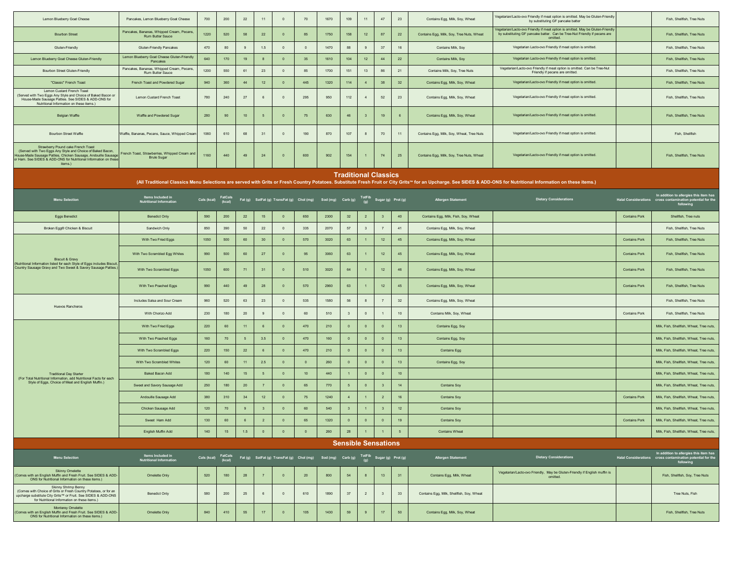| Menu Selection | Items Included in Nutritional Information | Cals (kcal) | FatCals (kcal) | Fat (g) | SatFat (g) | TransFat (g) | Chol (mg) | Sod (mg) | Carb (g) | TotFib (g) | Sugar (g) | Prot (g) | Allergen Statement | Dietary Considerations | Halal Considerations | In addition to allergies this item has cross contamination potential for the following |
|---|---|---|---|---|---|---|---|---|---|---|---|---|---|---|---|---|
| Lemon Blueberry Goat Cheese | Pancakes, Lemon Blueberry Goat Cheese | 700 | 200 | 22 | 11 | 0 | 70 | 1670 | 109 | 11 | 47 | 23 | Contains Egg, Milk, Soy, Wheat | Vegetarian/Lacto-ovo Friendly if meat option is omitted. May be Gluten-Friendly by substituting GF pancake batter | | Fish, Shellfish, Tree Nuts |
| Bourbon Street | Pancakes, Bananas, Whipped Cream, Pecans, Rum Butter Sauce | 1220 | 520 | 58 | 22 | 0 | 85 | 1750 | 158 | 12 | 87 | 22 | Contains Egg, Milk, Soy, Tree Nuts, Wheat | Vegetarian/Lacto-ovo Friendly if meat option is omitted. May be Gluten-Friendly by substituting GF pancake batter. Can be Tree-Nut Friendly if pecans are omitted. | | Fish, Shellfish, Tree Nuts |
| Gluten-Friendly | Gluten-Friendly Pancakes | 470 | 80 | 9 | 1.5 | 0 | 0 | 1470 | 88 | 9 | 37 | 16 | Contains Milk, Soy | Vegetarian Lacto-ovo Friendly if meat option is omitted. | | Fish, Shellfish, Tree Nuts |
| Lemon Blueberry Goat Cheese Gluten-Friendly | Lemon Blueberry Goat Cheese Gluten-Friendly Pancakes | 640 | 170 | 19 | 8 | 0 | 35 | 1610 | 104 | 12 | 44 | 22 | Contains Milk, Soy | Vegetarian Lacto-ovo Friendly if meat option is omitted. | | Fish, Shellfish, Tree Nuts |
| Bourbon Street Gluten-Friendly | Pancakes, Bananas, Whipped Cream, Pecans, Rum Butter Sauce | 1200 | 550 | 61 | 23 | 0 | 85 | 1700 | 151 | 13 | 86 | 21 | Contains Milk, Soy, Tree Nuts | Vegetarian/Lacto-ovo Friendly if meat option is omitted. Can be Tree-Nut Friendly if pecans are omitted. | | Fish, Shellfish, Tree Nuts |
| "Classic" French Toast | French Toast and Powdered Sugar | 940 | 360 | 44 | 12 | 0 | 445 | 1320 | 114 | 4 | 38 | 32 | Contains Egg, Milk, Soy, Wheat | Vegetarian/Lacto-ovo Friendly if meat option is omitted. | | Fish, Shellfish, Tree Nuts |
| Lemon Custard French Toast (Served with Two Eggs Any Style and Choice of Baked Bacon or House-Made Sausage Patties. See SIDES & ADD-ONS for Nutritional Information on these items.) | Lemon Custard French Toast | 780 | 240 | 27 | 6 | 0 | 295 | 950 | 112 | 4 | 52 | 23 | Contains Egg, Milk, Soy, Wheat | Vegetarian/Lacto-ovo Friendly if meat option is omitted. | | Fish, Shellfish, Tree Nuts |
| Belgian Waffle | Waffle and Powdered Sugar | 280 | 90 | 10 | 5 | 0 | 75 | 630 | 46 | 3 | 19 | 6 | Contains Egg, Milk, Soy, Wheat | Vegetarian/Lacto-ovo Friendly if meat option is omitted. | | Fish, Shellfish, Tree Nuts |
| Bourbon Street Waffle | Waffle, Bananas, Pecans, Sauce, Whipped Cream | 1060 | 610 | 68 | 31 | 0 | 190 | 870 | 107 | 8 | 70 | 11 | Contains Egg, Milk, Soy, Wheat, Tree Nuts | Vegetarian/Lacto-ovo Friendly if meat option is omitted. | | Fish, Shellfish |
| Strawberry Pound cake French Toast (Served with Two Eggs Any Style and Choice of Baked Bacon, House-Made Sausage Patties, Chicken Sausage, Andouille Sausage or Ham. See SIDES & ADD-ONS for Nutritional Information on these items.) | French Toast, Strawberries, Whipped Cream and Brule Sugar | 1160 | 440 | 49 | 24 | 0 | 600 | 902 | 154 | 1 | 74 | 25 | Contains Egg, Milk, Soy, Tree Nuts, Wheat | Vegetarian/Lacto-ovo Friendly if meat option is omitted. | | Fish, Shellfish, Tree Nuts |

## Traditional Classics

**(All Traditional Classics Menu Selections are served with Grits or Fresh Country Potatoes. Substitute Fresh Fruit or City Grits™ for an Upcharge. See SIDES & ADD-ONS for Nutritional Information on these items.)**

| Menu Selection | Items Included in Nutritional Information | Cals (kcal) | FatCals (kcal) | Fat (g) | SatFat (g) | TransFat (g) | Chol (mg) | Sod (mg) | Carb (g) | TotFib (g) | Sugar (g) | Prot (g) | Allergen Statement | Dietary Considerations | Halal Considerations | In addition to allergies this item has cross contamination potential for the following |
|---|---|---|---|---|---|---|---|---|---|---|---|---|---|---|---|---|
| Eggs Benedict | Benedict Only | 590 | 200 | 22 | 15 | 0 | 650 | 2300 | 32 | 2 | 3 | 40 | Contains Egg, Milk, Fish, Soy, Wheat | | Contains Pork | Shellfish, Tree nuts |
| Broken Egg® Chicken & Biscuit | Sandwich Only | 850 | 390 | 50 | 22 | 0 | 335 | 2070 | 57 | 3 | 7 | 41 | Contains Egg, Milk, Soy, Wheat | | | Fish, Shellfish, Tree Nuts |
| Biscuit & Gravy (Nutritional Information listed for each Style of Eggs includes Biscuit, Country Sausage Gravy and Two Sweet & Savory Sausage Patties.) | With Two Fried Eggs | 1050 | 500 | 60 | 30 | 0 | 570 | 3020 | 63 | 1 | 12 | 45 | Contains Egg, Milk, Soy, Wheat | | Contains Pork | Fish, Shellfish, Tree Nuts |
| | With Two Scrambled Egg Whites | 990 | 500 | 60 | 27 | 0 | 95 | 3060 | 63 | 1 | 12 | 45 | Contains Egg, Milk, Soy, Wheat | | Contains Pork | Fish, Shellfish, Tree Nuts |
| | With Two Scrambled Eggs | 1050 | 600 | 71 | 31 | 0 | 510 | 3020 | 64 | 1 | 12 | 46 | Contains Egg, Milk, Soy, Wheat | | Contains Pork | Fish, Shellfish, Tree Nuts |
| | With Two Poached Eggs | 990 | 440 | 49 | 28 | 0 | 570 | 2960 | 63 | 1 | 12 | 45 | Contains Egg, Milk, Soy, Wheat | | Contains Pork | Fish, Shellfish, Tree Nuts |
| Huevos Rancheros | Includes Salsa and Sour Cream | 960 | 520 | 63 | 23 | 0 | 535 | 1580 | 56 | 8 | 7 | 32 | Contains Egg, Milk, Soy, Wheat | | | Fish, Shellfish, Tree Nuts |
| | With Chorizo Add | 230 | 180 | 20 | 9 | 0 | 60 | 510 | 3 | 0 | 1 | 10 | Contains Milk, Soy, Wheat | | Contains Pork | Fish, Shellfish, Tree Nuts |
| Traditional Day Starter (For Total Nutritional Information, add Nutritional Facts for each Style of Eggs, Choice of Meat and English Muffin.) | With Two Fried Eggs | 220 | 60 | 11 | 6 | 0 | 470 | 210 | 0 | 0 | 0 | 13 | Contains Egg, Soy | | | Milk, Fish, Shellfish, Wheat, Tree nuts, |
| | With Two Poached Eggs | 160 | 70 | 5 | 3.5 | 0 | 470 | 160 | 0 | 0 | 0 | 13 | Contains Egg, Soy | | | Milk, Fish, Shellfish, Wheat, Tree nuts, |
| | With Two Scrambled Eggs | 220 | 150 | 22 | 6 | 0 | 470 | 210 | 0 | 0 | 0 | 13 | Contains Egg | | | Milk, Fish, Shellfish, Wheat, Tree nuts, |
| | With Two Scrambled Whites | 120 | 60 | 11 | 2.5 | 0 | 0 | 260 | 0 | 0 | 0 | 13 | Contains Egg, Soy | | | Milk, Fish, Shellfish, Wheat, Tree nuts, |
| | Baked Bacon Add | 180 | 140 | 15 | 5 | 0 | 10 | 440 | 1 | 0 | 0 | 10 | | | | Milk, Fish, Shellfish, Wheat, Tree nuts, |
| | Sweet and Savory Sausage Add | 250 | 180 | 20 | 7 | 0 | 65 | 770 | 5 | 0 | 3 | 14 | Contains Soy | | | Milk, Fish, Shellfish, Wheat, Tree nuts, |
| | Andouille Sausage Add | 380 | 310 | 34 | 12 | 0 | 75 | 1240 | 4 | 1 | 2 | 16 | Contains Soy | | Contains Pork | Milk, Fish, Shellfish, Wheat, Tree nuts, |
| | Chicken Sausage Add | 120 | 70 | 9 | 3 | 0 | 60 | 540 | 3 | 1 | 3 | 12 | Contains Soy | | | Milk, Fish, Shellfish, Wheat, Tree nuts, |
| | Sweet Ham Add | 130 | 60 | 6 | 2 | 0 | 65 | 1320 | 0 | 0 | 0 | 19 | Contains Soy | | Contains Pork | Milk, Fish, Shellfish, Wheat, Tree nuts, |
| | English Muffin Add | 140 | 15 | 1.5 | 0 | 0 | 0 | 260 | 28 | 1 | 1 | 5 | Contains Wheat | | | Milk, Fish, Shellfish, Wheat, Tree nuts, |

## Sensible Sensations

| Menu Selection | Items Included in Nutritional Information | Cals (kcal) | FatCals (kcal) | Fat (g) | SatFat (g) | TransFat (g) | Chol (mg) | Sod (mg) | Carb (g) | TotFib (g) | Sugar (g) | Prot (g) | Allergen Statement | Dietary Considerations | Halal Considerations | In addition to allergies this item has cross contamination potential for the following |
|---|---|---|---|---|---|---|---|---|---|---|---|---|---|---|---|---|
| Skinny Omelette (Comes with an English Muffin and Fresh Fruit. See SIDES & ADD-ONS for Nutritional Information on these items.) | Omelette Only | 520 | 180 | 28 | 7 | 0 | 20 | 800 | 54 | 8 | 13 | 31 | Contains Egg, Milk, Wheat | Vegetarian/Lacto-ovo Friendly, May be Gluten-Friendly if English muffin is omitted. | | Fish, Shellfish, Soy, Tree Nuts |
| Skinny Shrimp Benny (Comes with Choice of Grits or Fresh Country Potatoes, or for an upcharge substitute City Grits™ or Fruit. See SIDES & ADD-ONS for Nutritional Information on these items.) | Benedict Only | 580 | 200 | 25 | 6 | 0 | 610 | 1890 | 37 | 2 | 3 | 33 | Contains Egg, Milk, Shellfish, Soy, Wheat | | | Tree Nuts, Fish |
| Monterey Omelette (Comes with an English Muffin and Fresh Fruit. See SIDES & ADD-ONS for Nutritional Information on these items.) | Omelette Only | 840 | 410 | 55 | 17 | 0 | 105 | 1430 | 59 | 9 | 17 | 50 | Contains Egg, Milk, Soy, Wheat | | | Fish, Shellfish, Tree Nuts |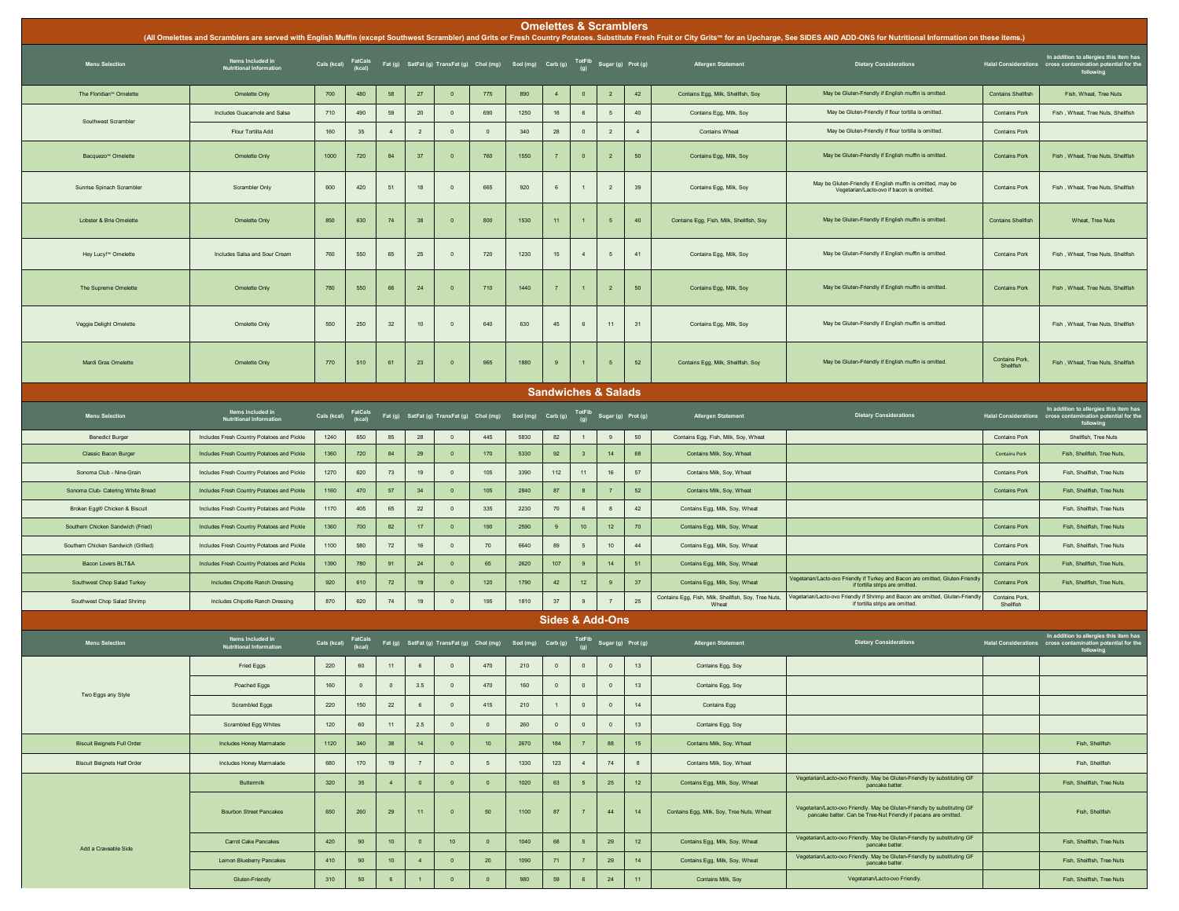## Omelettes & Scramblers

**(All Omelettes and Scramblers are served with English Muffin (except Southwest Scrambler) and Grits or Fresh Country Potatoes. Substitute Fresh Fruit or City Grits™ for an Upcharge, See SIDES AND ADD-ONS for Nutritional Information on these items.)**

| Menu Selection | Items Included in Nutritional Information | Cals (kcal) | FatCals (kcal) | Fat (g) | SatFat (g) | TransFat (g) | Chol (mg) | Sod (mg) | Carb (g) | TotFib (g) | Sugar (g) | Prot (g) | Allergen Statement | Dietary Considerations | Halal Considerations | In addition to allergies this item has cross contamination potential for the following |
|---|---|---|---|---|---|---|---|---|---|---|---|---|---|---|---|---|
| The Floridian™ Omelette | Omelette Only | 700 | 480 | 58 | 27 | 0 | 775 | 890 | 4 | 0 | 2 | 42 | Contains Egg, Milk, Shellfish, Soy | May be Gluten-Friendly if English muffin is omitted. | Contains Shellfish | Fish, Wheat, Tree Nuts |
| Southwest Scrambler | Includes Guacamole and Salsa | 710 | 490 | 59 | 20 | 0 | 690 | 1250 | 16 | 6 | 5 | 40 | Contains Egg, Milk, Soy | May be Gluten-Friendly if flour tortilla is omitted. | Contains Pork | Fish , Wheat, Tree Nuts, Shellfish |
| | Flour Tortilla Add | 160 | 35 | 4 | 2 | 0 | 0 | 340 | 28 | 0 | 2 | 4 | Contains Wheat | May be Gluten-Friendly if flour tortilla is omitted. | Contains Pork | |
| Bacquezo™ Omelette | Omelette Only | 1000 | 720 | 84 | 37 | 0 | 760 | 1550 | 7 | 0 | 2 | 50 | Contains Egg, Milk, Soy | May be Gluten-Friendly if English muffin is omitted. | Contains Pork | Fish , Wheat, Tree Nuts, Shellfish |
| Sunrise Spinach Scrambler | Scrambler Only | 600 | 420 | 51 | 18 | 0 | 665 | 920 | 6 | 1 | 2 | 39 | Contains Egg, Milk, Soy | May be Gluten-Friendly if English muffin is omitted, may be Vegetarian/Lacto-ovo if bacon is omitted. | Contains Pork | Fish , Wheat, Tree Nuts, Shellfish |
| Lobster & Brie Omelette | Omelette Only | 850 | 630 | 74 | 38 | 0 | 800 | 1530 | 11 | 1 | 5 | 40 | Contains Egg, Fish, Milk, Shellfish, Soy | May be Gluten-Friendly if English muffin is omitted. | Contains Shellfish | Wheat, Tree Nuts |
| Hey Lucy!™ Omelette | Includes Salsa and Sour Cream | 760 | 550 | 65 | 25 | 0 | 720 | 1230 | 15 | 4 | 5 | 41 | Contains Egg, Milk, Soy | May be Gluten-Friendly if English muffin is omitted. | Contains Pork | Fish , Wheat, Tree Nuts, Shellfish |
| The Supreme Omelette | Omelette Only | 780 | 550 | 66 | 24 | 0 | 710 | 1440 | 7 | 1 | 2 | 50 | Contains Egg, Milk, Soy | May be Gluten-Friendly if English muffin is omitted. | Contains Pork | Fish , Wheat, Tree Nuts, Shellfish |
| Veggie Delight Omelette | Omelette Only | 550 | 250 | 32 | 10 | 0 | 640 | 630 | 45 | 6 | 11 | 31 | Contains Egg, Milk, Soy | May be Gluten-Friendly if English muffin is omitted. | | Fish , Wheat, Tree Nuts, Shellfish |
| Mardi Gras Omelette | Omelette Only | 770 | 510 | 61 | 23 | 0 | 965 | 1880 | 9 | 1 | 5 | 52 | Contains Egg, Milk, Shellfish, Soy | May be Gluten-Friendly if English muffin is omitted. | Contains Pork, Shellfish | Fish , Wheat, Tree Nuts, Shellfish |

## Sandwiches & Salads

| Menu Selection | Items Included in Nutritional Information | Cals (kcal) | FatCals (kcal) | Fat (g) | SatFat (g) | TransFat (g) | Chol (mg) | Sod (mg) | Carb (g) | TotFib (g) | Sugar (g) | Prot (g) | Allergen Statement | Dietary Considerations | Halal Considerations | In addition to allergies this item has cross contamination potential for the following |
|---|---|---|---|---|---|---|---|---|---|---|---|---|---|---|---|---|
| Benedict Burger | Includes Fresh Country Potatoes and Pickle | 1240 | 650 | 85 | 28 | 0 | 445 | 5830 | 82 | 1 | 9 | 50 | Contains Egg, Fish, Milk, Soy, Wheat | | Contains Pork | Shellfish, Tree Nuts |
| Classic Bacon Burger | Includes Fresh Country Potatoes and Pickle | 1360 | 720 | 84 | 29 | 0 | 170 | 5330 | 92 | 3 | 14 | 68 | Contains Milk, Soy, Wheat | | Contains Pork | Fish, Shellfish, Tree Nuts, |
| Sonoma Club - Nine-Grain | Includes Fresh Country Potatoes and Pickle | 1270 | 620 | 73 | 19 | 0 | 105 | 3390 | 112 | 11 | 16 | 57 | Contains Milk, Soy, Wheat | | Contains Pork | Fish, Shellfish, Tree Nuts |
| Sonoma Club- Catering White Bread | Includes Fresh Country Potatoes and Pickle | 1160 | 470 | 57 | 34 | 0 | 105 | 2840 | 87 | 8 | 7 | 52 | Contains Milk, Soy, Wheat | | Contains Pork | Fish, Shellfish, Tree Nuts |
| Broken Egg® Chicken & Biscuit | Includes Fresh Country Potatoes and Pickle | 1170 | 405 | 65 | 22 | 0 | 335 | 2230 | 70 | 6 | 8 | 42 | Contains Egg, Milk, Soy, Wheat | | | Fish, Shellfish, Tree Nuts |
| Southern Chicken Sandwich (Fried) | Includes Fresh Country Potatoes and Pickle | 1360 | 700 | 82 | 17 | 0 | 190 | 2590 | 9 | 10 | 12 | 70 | Contains Egg, Milk, Soy, Wheat | | Contains Pork | Fish, Shellfish, Tree Nuts |
| Southern Chicken Sandwich (Grilled) | Includes Fresh Country Potatoes and Pickle | 1100 | 580 | 72 | 16 | 0 | 70 | 6640 | 89 | 5 | 10 | 44 | Contains Egg, Milk, Soy, Wheat | | Contains Pork | Fish, Shellfish, Tree Nuts |
| Bacon Lovers BLT&A | Includes Fresh Country Potatoes and Pickle | 1390 | 780 | 91 | 24 | 0 | 65 | 2620 | 107 | 9 | 14 | 51 | Contains Egg, Milk, Soy, Wheat | | Contains Pork | Fish, Shellfish, Tree Nuts, |
| Southwest Chop Salad Turkey | Includes Chipotle Ranch Dressing | 920 | 610 | 72 | 19 | 0 | 120 | 1790 | 42 | 12 | 9 | 37 | Contains Egg, Milk, Soy, Wheat | Vegetarian/Lacto-ovo Friendly if Turkey and Bacon are omitted, Gluten-Friendly if tortilla strips are omitted. | Contains Pork | Fish, Shellfish, Tree Nuts, |
| Southwest Chop Salad Shrimp | Includes Chipotle Ranch Dressing | 870 | 620 | 74 | 19 | 0 | 195 | 1810 | 37 | 9 | 7 | 25 | Contains Egg, Fish, Milk, Shellfish, Soy, Tree Nuts, Wheat | Vegetarian/Lacto-ovo Friendly if Shrimp and Bacon are omitted, Gluten-Friendly if tortilla strips are omitted. | Contains Pork, Shellfish | |

## Sides & Add-Ons

| Menu Selection | Items Included in Nutritional Information | Cals (kcal) | FatCals (kcal) | Fat (g) | SatFat (g) | TransFat (g) | Chol (mg) | Sod (mg) | Carb (g) | TotFib (g) | Sugar (g) | Prot (g) | Allergen Statement | Dietary Considerations | Halal Considerations | In addition to allergies this item has cross contamination potential for the following |
|---|---|---|---|---|---|---|---|---|---|---|---|---|---|---|---|---|
| Two Eggs any Style | Fried Eggs | 220 | 60 | 11 | 6 | 0 | 470 | 210 | 0 | 0 | 0 | 13 | Contains Egg, Soy | | | |
| | Poached Eggs | 160 | 0 | 0 | 3.5 | 0 | 470 | 160 | 0 | 0 | 0 | 13 | Contains Egg, Soy | | | |
| | Scrambled Eggs | 220 | 150 | 22 | 6 | 0 | 415 | 210 | 1 | 0 | 0 | 14 | Contains Egg | | | |
| | Scrambled Egg Whites | 120 | 60 | 11 | 2.5 | 0 | 0 | 260 | 0 | 0 | 0 | 13 | Contains Egg, Soy | | | |
| Biscuit Beignets Full Order | Includes Honey Marmalade | 1120 | 340 | 38 | 14 | 0 | 10 | 2670 | 184 | 7 | 88 | 15 | Contains Milk, Soy, Wheat | | | Fish, Shellfish |
| Biscuit Beignets Half Order | Includes Honey Marmalade | 680 | 170 | 19 | 7 | 0 | 5 | 1330 | 123 | 4 | 74 | 8 | Contains Milk, Soy, Wheat | | | Fish, Shellfish |
| Add a Craveable Side | Buttermilk | 320 | 35 | 4 | 0 | 0 | 0 | 1020 | 63 | 5 | 25 | 12 | Contains Egg, Milk, Soy, Wheat | Vegetarian/Lacto-ovo Friendly. May be Gluten-Friendly by substituting GF pancake batter. | | Fish, Shellfish, Tree Nuts |
| | Bourbon Street Pancakes | 650 | 260 | 29 | 11 | 0 | 50 | 1100 | 87 | 7 | 44 | 14 | Contains Egg, Milk, Soy, Tree Nuts, Wheat | Vegetarian/Lacto-ovo Friendly. May be Gluten-Friendly by substituting GF pancake batter. Can be Tree-Nut Friendly if pecans are omitted. | | Fish, Shellfish |
| | Carrot Cake Pancakes | 420 | 90 | 10 | 0 | 10 | 0 | 1040 | 68 | 5 | 29 | 12 | Contains Egg, Milk, Soy, Wheat | Vegetarian/Lacto-ovo Friendly. May be Gluten-Friendly by substituting GF pancake batter. | | Fish, Shellfish, Tree Nuts |
| | Lemon Blueberry Pancakes | 410 | 90 | 10 | 4 | 0 | 20 | 1090 | 71 | 7 | 29 | 14 | Contains Egg, Milk, Soy, Wheat | Vegetarian/Lacto-ovo Friendly. May be Gluten-Friendly by substituting GF pancake batter. | | Fish, Shellfish, Tree Nuts |
| | Gluten-Friendly | 310 | 50 | 6 | 1 | 0 | 0 | 980 | 59 | 6 | 24 | 11 | Contains Milk, Soy | Vegetarian/Lacto-ovo Friendly. | | Fish, Shellfish, Tree Nuts |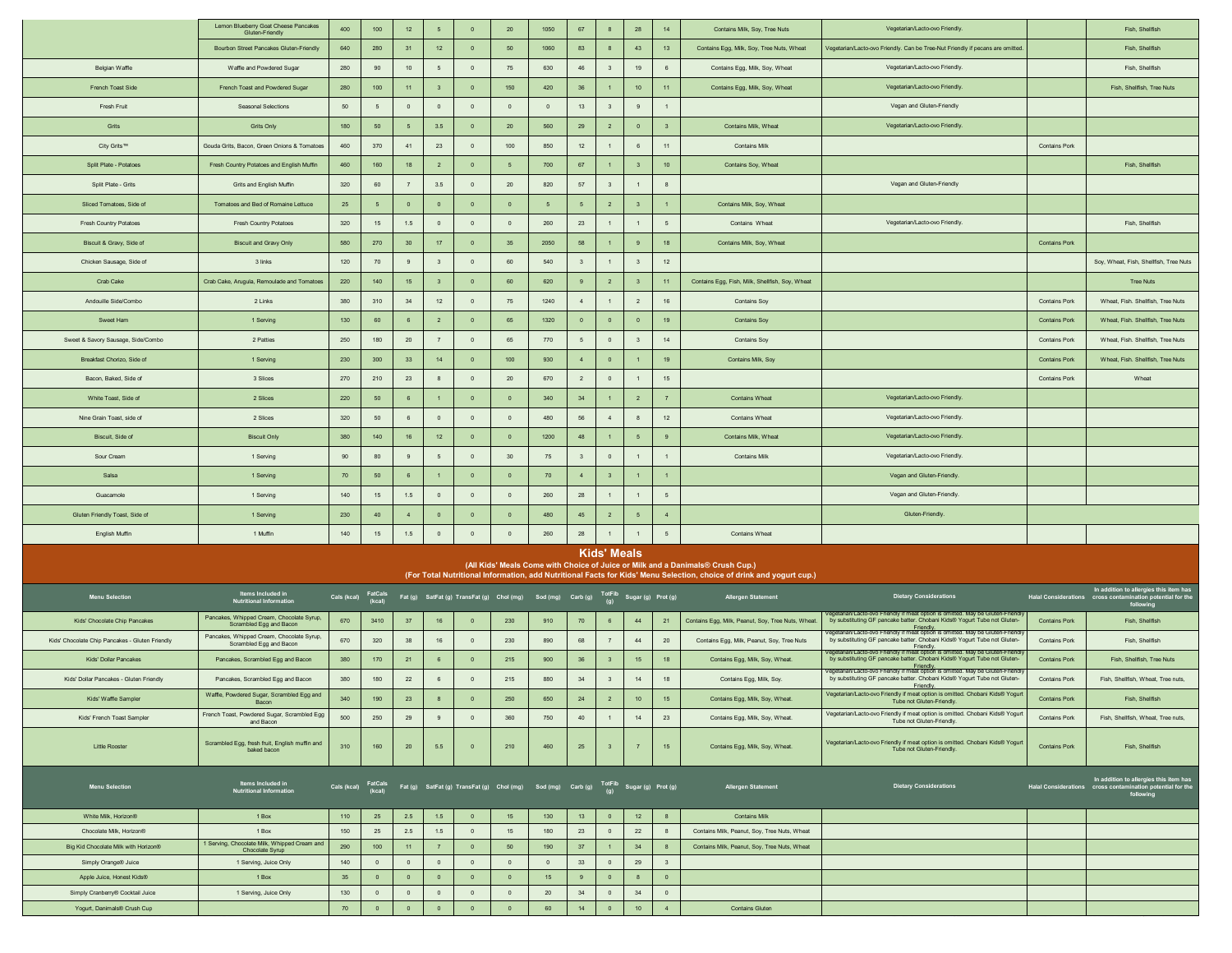| | | | | | | | | | | | | | | | |
|---|---|---|---|---|---|---|---|---|---|---|---|---|---|---|---|
| | Lemon Blueberry Goat Cheese Pancakes Gluten-Friendly | 400 | 100 | 12 | 5 | 0 | 20 | 1050 | 67 | 8 | 28 | 14 | Contains Milk, Soy, Tree Nuts | Vegetarian/Lacto-ovo Friendly. | | Fish, Shellfish |
| | Bourbon Street Pancakes Gluten-Friendly | 640 | 280 | 31 | 12 | 0 | 50 | 1060 | 83 | 8 | 43 | 13 | Contains Egg, Milk, Soy, Tree Nuts, Wheat | Vegetarian/Lacto-ovo Friendly. Can be Tree-Nut Friendly if pecans are omitted. | | Fish, Shellfish |
| Belgian Waffle | Waffle and Powdered Sugar | 280 | 90 | 10 | 5 | 0 | 75 | 630 | 46 | 3 | 19 | 6 | Contains Egg, Milk, Soy, Wheat | Vegetarian/Lacto-ovo Friendly. | | Fish, Shellfish |
| French Toast Side | French Toast and Powdered Sugar | 280 | 100 | 11 | 3 | 0 | 150 | 420 | 36 | 1 | 10 | 11 | Contains Egg, Milk, Soy, Wheat | Vegetarian/Lacto-ovo Friendly. | | Fish, Shellfish, Tree Nuts |
| Fresh Fruit | Seasonal Selections | 50 | 5 | 0 | 0 | 0 | 0 | 0 | 13 | 3 | 9 | 1 | | Vegan and Gluten-Friendly | | |
| Grits | Grits Only | 180 | 50 | 5 | 3.5 | 0 | 20 | 560 | 29 | 2 | 0 | 3 | Contains Milk, Wheat | Vegetarian/Lacto-ovo Friendly. | | |
| City Grits™ | Gouda Grits, Bacon, Green Onions & Tomatoes | 460 | 370 | 41 | 23 | 0 | 100 | 850 | 12 | 1 | 6 | 11 | Contains Milk | | Contains Pork | |
| Split Plate - Potatoes | Fresh Country Potatoes and English Muffin | 460 | 160 | 18 | 2 | 0 | 5 | 700 | 67 | 1 | 3 | 10 | Contains Soy, Wheat | | | Fish, Shellfish |
| Split Plate - Grits | Grits and English Muffin | 320 | 60 | 7 | 3.5 | 0 | 20 | 820 | 57 | 3 | 1 | 8 | | Vegan and Gluten-Friendly | | |
| Sliced Tomatoes, Side of | Tomatoes and Bed of Romaine Lettuce | 25 | 5 | 0 | 0 | 0 | 0 | 5 | 5 | 2 | 3 | 1 | Contains Milk, Soy, Wheat | | | |
| Fresh Country Potatoes | Fresh Country Potatoes | 320 | 15 | 1.5 | 0 | 0 | 0 | 260 | 23 | 1 | 1 | 5 | Contains Wheat | Vegetarian/Lacto-ovo Friendly. | | Fish, Shellfish |
| Biscuit & Gravy, Side of | Biscuit and Gravy Only | 580 | 270 | 30 | 17 | 0 | 35 | 2050 | 58 | 1 | 9 | 18 | Contains Milk, Soy, Wheat | | Contains Pork | |
| Chicken Sausage, Side of | 3 links | 120 | 70 | 9 | 3 | 0 | 60 | 540 | 3 | 1 | 3 | 12 | | | | Soy, Wheat, Fish, Shellfish, Tree Nuts |
| Crab Cake | Crab Cake, Arugula, Remoulade and Tomatoes | 220 | 140 | 15 | 3 | 0 | 60 | 620 | 9 | 2 | 3 | 11 | Contains Egg, Fish, Milk, Shellfish, Soy, Wheat | | | Tree Nuts |
| Andouille Side/Combo | 2 Links | 380 | 310 | 34 | 12 | 0 | 75 | 1240 | 4 | 1 | 2 | 16 | Contains Soy | | Contains Pork | Wheat, Fish. Shellfish, Tree Nuts |
| Sweet Ham | 1 Serving | 130 | 60 | 6 | 2 | 0 | 65 | 1320 | 0 | 0 | 0 | 19 | Contains Soy | | Contains Pork | Wheat, Fish. Shellfish, Tree Nuts |
| Sweet & Savory Sausage, Side/Combo | 2 Patties | 250 | 180 | 20 | 7 | 0 | 65 | 770 | 5 | 0 | 3 | 14 | Contains Soy | | Contains Pork | Wheat, Fish. Shellfish, Tree Nuts |
| Breakfast Chorizo, Side of | 1 Serving | 230 | 300 | 33 | 14 | 0 | 100 | 930 | 4 | 0 | 1 | 19 | Contains Milk, Soy | | Contains Pork | Wheat, Fish. Shellfish, Tree Nuts |
| Bacon, Baked, Side of | 3 Slices | 270 | 210 | 23 | 8 | 0 | 20 | 670 | 2 | 0 | 1 | 15 | | | Contains Pork | Wheat |
| White Toast, Side of | 2 Slices | 220 | 50 | 6 | 1 | 0 | 0 | 340 | 34 | 1 | 2 | 7 | Contains Wheat | Vegetarian/Lacto-ovo Friendly. | | |
| Nine Grain Toast, side of | 2 Slices | 320 | 50 | 6 | 0 | 0 | 0 | 480 | 56 | 4 | 8 | 12 | Contains Wheat | Vegetarian/Lacto-ovo Friendly. | | |
| Biscuit, Side of | Biscuit Only | 380 | 140 | 16 | 12 | 0 | 0 | 1200 | 48 | 1 | 5 | 9 | Contains Milk, Wheat | Vegetarian/Lacto-ovo Friendly. | | |
| Sour Cream | 1 Serving | 90 | 80 | 9 | 5 | 0 | 30 | 75 | 3 | 0 | 1 | 1 | Contains Milk | Vegetarian/Lacto-ovo Friendly. | | |
| Salsa | 1 Serving | 70 | 50 | 6 | 1 | 0 | 0 | 70 | 4 | 3 | 1 | 1 | | Vegan and Gluten-Friendly. | | |
| Guacamole | 1 Serving | 140 | 15 | 1.5 | 0 | 0 | 0 | 260 | 28 | 1 | 1 | 5 | | Vegan and Gluten-Friendly. | | |
| Gluten Friendly Toast, Side of | 1 Serving | 230 | 40 | 4 | 0 | 0 | 0 | 480 | 45 | 2 | 5 | 4 | | Gluten-Friendly. | | |
| English Muffin | 1 Muffin | 140 | 15 | 1.5 | 0 | 0 | 0 | 260 | 28 | 1 | 1 | 5 | Contains Wheat | | | |

## Kids' Meals

**(All Kids' Meals Come with Choice of Juice or Milk and a Danimals® Crush Cup.)**
**(For Total Nutritional Information, add Nutritional Facts for Kids' Menu Selection, choice of drink and yogurt cup.)**

| Menu Selection | Items Included in Nutritional Information | Cals (kcal) | FatCals (kcal) | Fat (g) | SatFat (g) | TransFat (g) | Chol (mg) | Sod (mg) | Carb (g) | TotFib (g) | Sugar (g) | Prot (g) | Allergen Statement | Dietary Considerations | Halal Considerations | In addition to allergies this item has cross contamination potential for the following |
|---|---|---|---|---|---|---|---|---|---|---|---|---|---|---|---|---|
| Kids' Chocolate Chip Pancakes | Pancakes, Whipped Cream, Chocolate Syrup, Scrambled Egg and Bacon | 670 | 3410 | 37 | 16 | 0 | 230 | 910 | 70 | 6 | 44 | 21 | Contains Egg, Milk, Peanut, Soy, Tree Nuts, Wheat. | Vegetarian/Lacto-ovo Friendly if meat option is omitted. May be Gluten-Friendly by substituting GF pancake batter. Chobani Kids® Yogurt Tube not Gluten-Friendly. | Contains Pork | Fish, Shellfish |
| Kids' Chocolate Chip Pancakes - Gluten Friendly | Pancakes, Whipped Cream, Chocolate Syrup, Scrambled Egg and Bacon | 670 | 320 | 38 | 16 | 0 | 230 | 890 | 68 | 7 | 44 | 20 | Contains Egg, Milk, Peanut, Soy, Tree Nuts | Vegetarian/Lacto-ovo Friendly if meat option is omitted. May be Gluten-Friendly by substituting GF pancake batter. Chobani Kids® Yogurt Tube not Gluten-Friendly. | Contains Pork | Fish, Shellfish |
| Kids' Dollar Pancakes | Pancakes, Scrambled Egg and Bacon | 380 | 170 | 21 | 6 | 0 | 215 | 900 | 36 | 3 | 15 | 18 | Contains Egg, Milk, Soy, Wheat. | Vegetarian/Lacto-ovo Friendly if meat option is omitted. May be Gluten-Friendly by substituting GF pancake batter. Chobani Kids® Yogurt Tube not Gluten-Friendly. | Contains Pork | Fish, Shellfish, Tree Nuts |
| Kids' Dollar Pancakes - Gluten Friendly | Pancakes, Scrambled Egg and Bacon | 380 | 180 | 22 | 6 | 0 | 215 | 880 | 34 | 3 | 14 | 18 | Contains Egg, Milk, Soy. | Vegetarian/Lacto-ovo Friendly if meat option is omitted. May be Gluten-Friendly by substituting GF pancake batter. Chobani Kids® Yogurt Tube not Gluten-Friendly. | Contains Pork | Fish, Shellfish, Wheat, Tree nuts, |
| Kids' Waffle Sampler | Waffle, Powdered Sugar, Scrambled Egg and Bacon | 340 | 190 | 23 | 8 | 0 | 250 | 650 | 24 | 2 | 10 | 15 | Contains Egg, Milk, Soy, Wheat. | Vegetarian/Lacto-ovo Friendly if meat option is omitted. Chobani Kids® Yogurt Tube not Gluten-Friendly. | Contains Pork | Fish, Shellfish |
| Kids' French Toast Sampler | French Toast, Powdered Sugar, Scrambled Egg and Bacon | 500 | 250 | 29 | 9 | 0 | 360 | 750 | 40 | 1 | 14 | 23 | Contains Egg, Milk, Soy, Wheat. | Vegetarian/Lacto-ovo Friendly if meat option is omitted. Chobani Kids® Yogurt Tube not Gluten-Friendly. | Contains Pork | Fish, Shellfish, Wheat, Tree nuts, |
| Little Rooster | Scrambled Egg, fresh fruit, English muffin and baked bacon | 310 | 160 | 20 | 5.5 | 0 | 210 | 460 | 25 | 3 | 7 | 15 | Contains Egg, Milk, Soy, Wheat. | Vegetarian/Lacto-ovo Friendly if meat option is omitted. Chobani Kids® Yogurt Tube not Gluten-Friendly. | Contains Pork | Fish, Shellfish |

| Menu Selection | Items Included in Nutritional Information | Cals (kcal) | FatCals (kcal) | Fat (g) | SatFat (g) | TransFat (g) | Chol (mg) | Sod (mg) | Carb (g) | TotFib (g) | Sugar (g) | Prot (g) | Allergen Statement | Dietary Considerations | Halal Considerations | In addition to allergies this item has cross contamination potential for the following |
|---|---|---|---|---|---|---|---|---|---|---|---|---|---|---|---|---|
| White Milk, Horizon® | 1 Box | 110 | 25 | 2.5 | 1.5 | 0 | 15 | 130 | 13 | 0 | 12 | 8 | Contains Milk | | | |
| Chocolate Milk, Horizon® | 1 Box | 150 | 25 | 2.5 | 1.5 | 0 | 15 | 180 | 23 | 0 | 22 | 8 | Contains Milk, Peanut, Soy, Tree Nuts, Wheat | | | |
| Big Kid Chocolate Milk with Horizon® | 1 Serving, Chocolate Milk, Whipped Cream and Chocolate Syrup | 290 | 100 | 11 | 7 | 0 | 50 | 190 | 37 | 1 | 34 | 8 | Contains Milk, Peanut, Soy, Tree Nuts, Wheat | | | |
| Simply Orange® Juice | 1 Serving, Juice Only | 140 | 0 | 0 | 0 | 0 | 0 | 0 | 33 | 0 | 29 | 3 | | | | |
| Apple Juice, Honest Kids® | 1 Box | 35 | 0 | 0 | 0 | 0 | 0 | 15 | 9 | 0 | 8 | 0 | | | | |
| Simply Cranberry® Cocktail Juice | 1 Serving, Juice Only | 130 | 0 | 0 | 0 | 0 | 0 | 20 | 34 | 0 | 34 | 0 | | | | |
| Yogurt, Danimals® Crush Cup | | 70 | 0 | 0 | 0 | 0 | 0 | 60 | 14 | 0 | 10 | 4 | Contains Gluten | | | |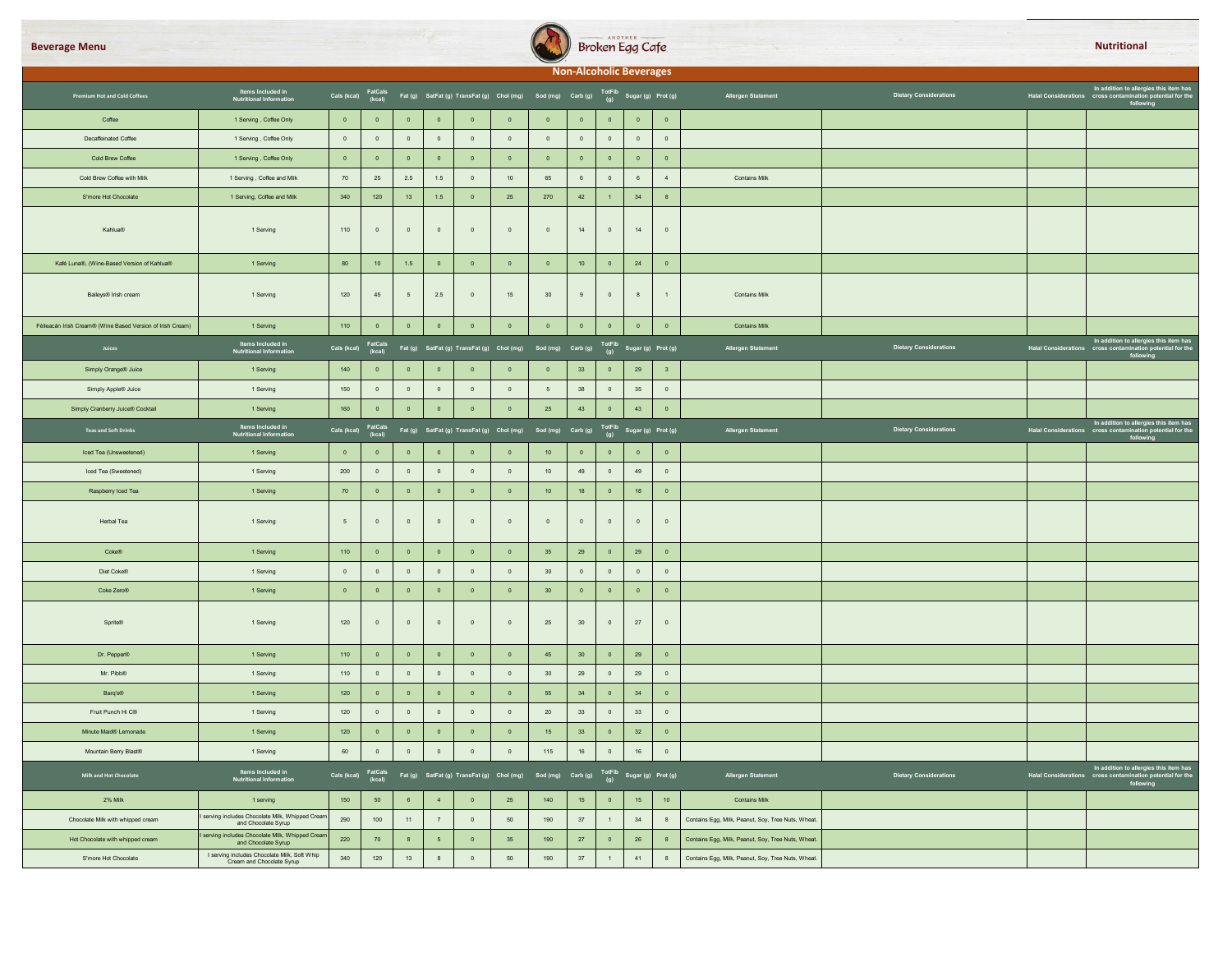Beverage Menu

Nutritional

## Non-Alcoholic Beverages

| Premium Hot and Cold Coffees | Items Included in Nutritional Information | Cals (kcal) | FatCals (kcal) | Fat (g) | SatFat (g) | TransFat (g) | Chol (mg) | Sod (mg) | Carb (g) | TotFib (g) | Sugar (g) | Prot (g) | Allergen Statement | Dietary Considerations | Halal Considerations | In addition to allergies this item has cross contamination potential for the following |
|---|---|---|---|---|---|---|---|---|---|---|---|---|---|---|---|---|
| Coffee | 1 Serving , Coffee Only | 0 | 0 | 0 | 0 | 0 | 0 | 0 | 0 | 0 | 0 | 0 | | | | |
| Decaffeinated Coffee | 1 Serving , Coffee Only | 0 | 0 | 0 | 0 | 0 | 0 | 0 | 0 | 0 | 0 | 0 | | | | |
| Cold Brew Coffee | 1 Serving , Coffee Only | 0 | 0 | 0 | 0 | 0 | 0 | 0 | 0 | 0 | 0 | 0 | | | | |
| Cold Brew Coffee with Milk | 1 Serving , Coffee and Milk | 70 | 25 | 2.5 | 1.5 | 0 | 10 | 65 | 6 | 0 | 6 | 4 | Contains Milk | | | |
| S'more Hot Chocolate | 1 Serving, Coffee and Milk | 340 | 120 | 13 | 1.5 | 0 | 25 | 270 | 42 | 1 | 34 | 8 | | | | |
| Kahlua® | 1 Serving | 110 | 0 | 0 | 0 | 0 | 0 | 0 | 14 | 0 | 14 | 0 | | | | |
| Kafé Luna®, (Wine-Based Version of Kahlua® | 1 Serving | 80 | 10 | 1.5 | 0 | 0 | 0 | 0 | 10 | 0 | 24 | 0 | | | | |
| Baileys® Irish cream | 1 Serving | 120 | 45 | 5 | 2.5 | 0 | 15 | 30 | 9 | 0 | 8 | 1 | Contains Milk | | | |
| Féileacán Irish Cream® (Wine Based Version of Irish Cream) | 1 Serving | 110 | 0 | 0 | 0 | 0 | 0 | 0 | 0 | 0 | 0 | 0 | Contains Milk | | | |
| **Juices** | **Items Included in Nutritional Information** | **Cals (kcal)** | **FatCals (kcal)** | **Fat (g)** | **SatFat (g)** | **TransFat (g)** | **Chol (mg)** | **Sod (mg)** | **Carb (g)** | **TotFib (g)** | **Sugar (g)** | **Prot (g)** | **Allergen Statement** | **Dietary Considerations** | **Halal Considerations** | **In addition to allergies this item has cross contamination potential for the following** |
| Simply Orange® Juice | 1 Serving | 140 | 0 | 0 | 0 | 0 | 0 | 0 | 33 | 0 | 29 | 3 | | | | |
| Simply Apple® Juice | 1 Serving | 150 | 0 | 0 | 0 | 0 | 0 | 5 | 38 | 0 | 35 | 0 | | | | |
| Simply Cranberry Juice® Cocktail | 1 Serving | 160 | 0 | 0 | 0 | 0 | 0 | 25 | 43 | 0 | 43 | 0 | | | | |
| **Teas and Soft Drinks** | **Items Included in Nutritional Information** | **Cals (kcal)** | **FatCals (kcal)** | **Fat (g)** | **SatFat (g)** | **TransFat (g)** | **Chol (mg)** | **Sod (mg)** | **Carb (g)** | **TotFib (g)** | **Sugar (g)** | **Prot (g)** | **Allergen Statement** | **Dietary Considerations** | **Halal Considerations** | **In addition to allergies this item has cross contamination potential for the following** |
| Iced Tea (Unsweetened) | 1 Serving | 0 | 0 | 0 | 0 | 0 | 0 | 10 | 0 | 0 | 0 | 0 | | | | |
| Iced Tea (Sweetened) | 1 Serving | 200 | 0 | 0 | 0 | 0 | 0 | 10 | 49 | 0 | 49 | 0 | | | | |
| Raspberry Iced Tea | 1 Serving | 70 | 0 | 0 | 0 | 0 | 0 | 10 | 18 | 0 | 18 | 0 | | | | |
| Herbal Tea | 1 Serving | 5 | 0 | 0 | 0 | 0 | 0 | 0 | 0 | 0 | 0 | 0 | | | | |
| Coke® | 1 Serving | 110 | 0 | 0 | 0 | 0 | 0 | 35 | 29 | 0 | 29 | 0 | | | | |
| Diet Coke® | 1 Serving | 0 | 0 | 0 | 0 | 0 | 0 | 30 | 0 | 0 | 0 | 0 | | | | |
| Coke Zero® | 1 Serving | 0 | 0 | 0 | 0 | 0 | 0 | 30 | 0 | 0 | 0 | 0 | | | | |
| Sprite® | 1 Serving | 120 | 0 | 0 | 0 | 0 | 0 | 25 | 30 | 0 | 27 | 0 | | | | |
| Dr. Pepper® | 1 Serving | 110 | 0 | 0 | 0 | 0 | 0 | 45 | 30 | 0 | 29 | 0 | | | | |
| Mr. Pibb® | 1 Serving | 110 | 0 | 0 | 0 | 0 | 0 | 30 | 29 | 0 | 29 | 0 | | | | |
| Barq's® | 1 Serving | 120 | 0 | 0 | 0 | 0 | 0 | 55 | 34 | 0 | 34 | 0 | | | | |
| Fruit Punch Hi C® | 1 Serving | 120 | 0 | 0 | 0 | 0 | 0 | 20 | 33 | 0 | 33 | 0 | | | | |
| Minute Maid® Lemonade | 1 Serving | 120 | 0 | 0 | 0 | 0 | 0 | 15 | 33 | 0 | 32 | 0 | | | | |
| Mountain Berry Blast® | 1 Serving | 60 | 0 | 0 | 0 | 0 | 0 | 115 | 16 | 0 | 16 | 0 | | | | |
| **Milk and Hot Chocolate** | **Items Included in Nutritional Information** | **Cals (kcal)** | **FatCals (kcal)** | **Fat (g)** | **SatFat (g)** | **TransFat (g)** | **Chol (mg)** | **Sod (mg)** | **Carb (g)** | **TotFib (g)** | **Sugar (g)** | **Prot (g)** | **Allergen Statement** | **Dietary Considerations** | **Halal Considerations** | **In addition to allergies this item has cross contamination potential for the following** |
| 2% Milk | 1 serving | 150 | 50 | 6 | 4 | 0 | 25 | 140 | 15 | 0 | 15 | 10 | Contains Milk | | | |
| Chocolate Milk with whipped cream | I serving includes Chocolate Milk, Whipped Cream and Chocolate Syrup | 290 | 100 | 11 | 7 | 0 | 50 | 190 | 37 | 1 | 34 | 8 | Contains Egg, Milk, Peanut, Soy, Tree Nuts, Wheat. | | | |
| Hot Chocolate with whipped cream | I serving includes Chocolate Milk, Whipped Cream and Chocolate Syrup | 220 | 70 | 8 | 5 | 0 | 35 | 190 | 27 | 0 | 26 | 8 | Contains Egg, Milk, Peanut, Soy, Tree Nuts, Wheat. | | | |
| S'more Hot Chocolate | I serving includes Chocolate Milk, Soft Whip Cream and Chocolate Syrup | 340 | 120 | 13 | 8 | 0 | 50 | 190 | 37 | 1 | 41 | 8 | Contains Egg, Milk, Peanut, Soy, Tree Nuts, Wheat. | | | |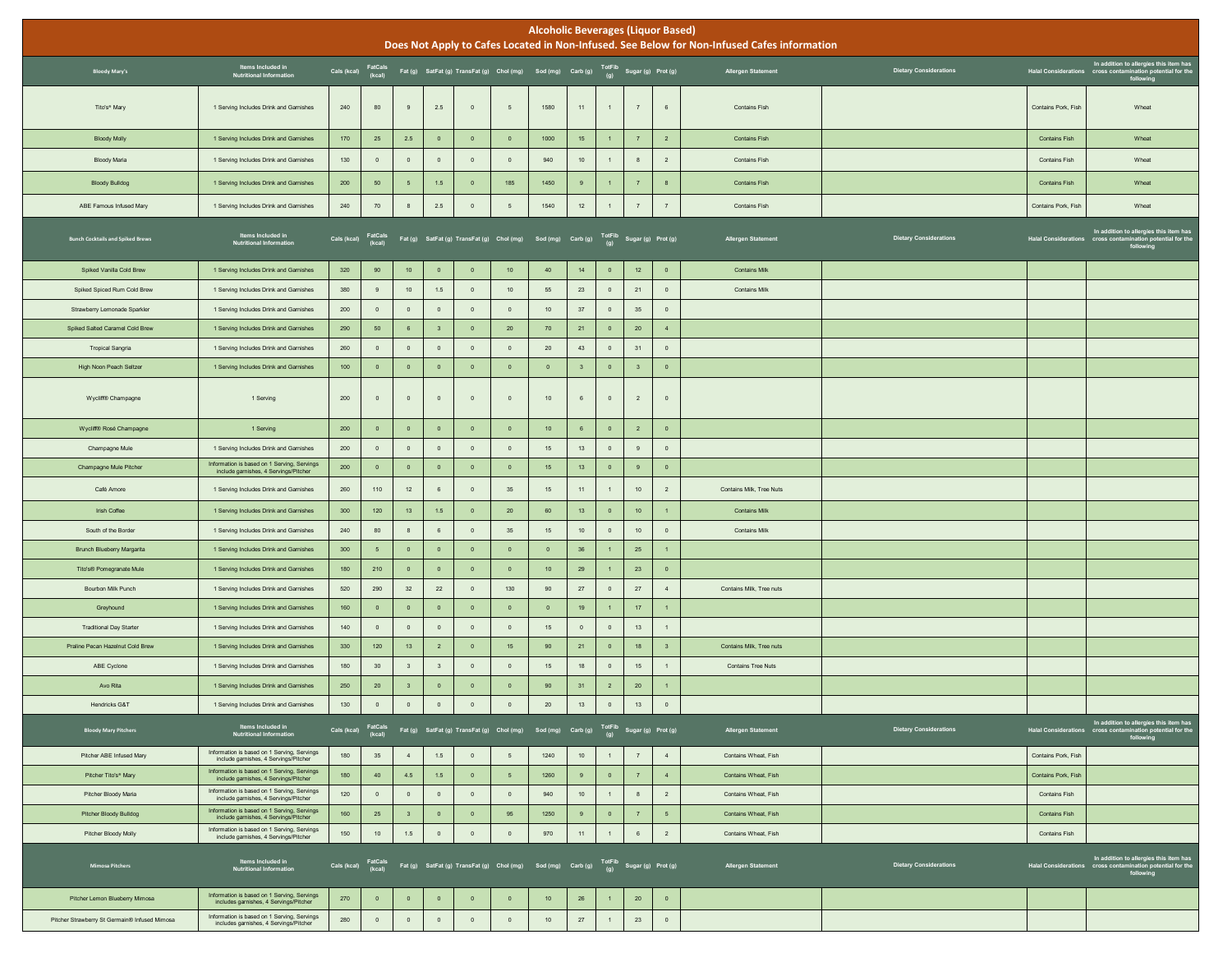# Alcoholic Beverages (Liquor Based)

## Does Not Apply to Cafes Located in Non-Infused. See Below for Non-Infused Cafes information

| Bloody Mary's | Items Included in Nutritional Information | Cals (kcal) | FatCals (kcal) | Fat (g) | SatFat (g) | TransFat (g) | Chol (mg) | Sod (mg) | Carb (g) | TotFib (g) | Sugar (g) | Prot (g) | Allergen Statement | Dietary Considerations | Halal Considerations | In addition to allergies this item has cross contamination potential for the following |
|---|---|---|---|---|---|---|---|---|---|---|---|---|---|---|---|---|
| Tito's® Mary | 1 Serving Includes Drink and Garnishes | 240 | 80 | 9 | 2.5 | 0 | 5 | 1580 | 11 | 1 | 7 | 6 | Contains Fish | | Contains Pork, Fish | Wheat |
| Bloody Molly | 1 Serving Includes Drink and Garnishes | 170 | 25 | 2.5 | 0 | 0 | 0 | 1000 | 15 | 1 | 7 | 2 | Contains Fish | | Contains Fish | Wheat |
| Bloody Maria | 1 Serving Includes Drink and Garnishes | 130 | 0 | 0 | 0 | 0 | 0 | 940 | 10 | 1 | 8 | 2 | Contains Fish | | Contains Fish | Wheat |
| Bloody Bulldog | 1 Serving Includes Drink and Garnishes | 200 | 50 | 5 | 1.5 | 0 | 185 | 1450 | 9 | 1 | 7 | 8 | Contains Fish | | Contains Fish | Wheat |
| ABE Famous Infused Mary | 1 Serving Includes Drink and Garnishes | 240 | 70 | 8 | 2.5 | 0 | 5 | 1540 | 12 | 1 | 7 | 7 | Contains Fish | | Contains Pork, Fish | Wheat |

| Bunch Cocktails and Spiked Brews | Items Included in Nutritional Information | Cals (kcal) | FatCals (kcal) | Fat (g) | SatFat (g) | TransFat (g) | Chol (mg) | Sod (mg) | Carb (g) | TotFib (g) | Sugar (g) | Prot (g) | Allergen Statement | Dietary Considerations | Halal Considerations | In addition to allergies this item has cross contamination potential for the following |
|---|---|---|---|---|---|---|---|---|---|---|---|---|---|---|---|---|
| Spiked Vanilla Cold Brew | 1 Serving Includes Drink and Garnishes | 320 | 90 | 10 | 0 | 0 | 10 | 40 | 14 | 0 | 12 | 0 | Contains Milk | | | |
| Spiked Spiced Rum Cold Brew | 1 Serving Includes Drink and Garnishes | 380 | 9 | 10 | 1.5 | 0 | 10 | 55 | 23 | 0 | 21 | 0 | Contains Milk | | | |
| Strawberry Lemonade Sparkler | 1 Serving Includes Drink and Garnishes | 200 | 0 | 0 | 0 | 0 | 0 | 10 | 37 | 0 | 35 | 0 | | | | |
| Spiked Salted Caramel Cold Brew | 1 Serving Includes Drink and Garnishes | 290 | 50 | 6 | 3 | 0 | 20 | 70 | 21 | 0 | 20 | 4 | | | | |
| Tropical Sangria | 1 Serving Includes Drink and Garnishes | 260 | 0 | 0 | 0 | 0 | 0 | 20 | 43 | 0 | 31 | 0 | | | | |
| High Noon Peach Seltzer | 1 Serving Includes Drink and Garnishes | 100 | 0 | 0 | 0 | 0 | 0 | 0 | 3 | 0 | 3 | 0 | | | | |
| Wycliff® Champagne | 1 Serving | 200 | 0 | 0 | 0 | 0 | 0 | 10 | 6 | 0 | 2 | 0 | | | | |
| Wycliff® Rosé Champagne | 1 Serving | 200 | 0 | 0 | 0 | 0 | 0 | 10 | 6 | 0 | 2 | 0 | | | | |
| Champagne Mule | 1 Serving Includes Drink and Garnishes | 200 | 0 | 0 | 0 | 0 | 0 | 15 | 13 | 0 | 9 | 0 | | | | |
| Champagne Mule Pitcher | Information is based on 1 Serving, Servings include garnishes, 4 Servings/Pitcher | 200 | 0 | 0 | 0 | 0 | 0 | 15 | 13 | 0 | 9 | 0 | | | | |
| Café Amore | 1 Serving Includes Drink and Garnishes | 260 | 110 | 12 | 6 | 0 | 35 | 15 | 11 | 1 | 10 | 2 | Contains Milk, Tree Nuts | | | |
| Irish Coffee | 1 Serving Includes Drink and Garnishes | 300 | 120 | 13 | 1.5 | 0 | 20 | 60 | 13 | 0 | 10 | 1 | Contains Milk | | | |
| South of the Border | 1 Serving Includes Drink and Garnishes | 240 | 80 | 8 | 6 | 0 | 35 | 15 | 10 | 0 | 10 | 0 | Contains Milk | | | |
| Brunch Blueberry Margarita | 1 Serving Includes Drink and Garnishes | 300 | 5 | 0 | 0 | 0 | 0 | 0 | 36 | 1 | 25 | 1 | | | | |
| Tito's® Pomegranate Mule | 1 Serving Includes Drink and Garnishes | 180 | 210 | 0 | 0 | 0 | 0 | 10 | 29 | 1 | 23 | 0 | | | | |
| Bourbon Milk Punch | 1 Serving Includes Drink and Garnishes | 520 | 290 | 32 | 22 | 0 | 130 | 90 | 27 | 0 | 27 | 4 | Contains Milk, Tree nuts | | | |
| Greyhound | 1 Serving Includes Drink and Garnishes | 160 | 0 | 0 | 0 | 0 | 0 | 0 | 19 | 1 | 17 | 1 | | | | |
| Traditional Day Starter | 1 Serving Includes Drink and Garnishes | 140 | 0 | 0 | 0 | 0 | 0 | 15 | 0 | 0 | 13 | 1 | | | | |
| Praline Pecan Hazelnut Cold Brew | 1 Serving Includes Drink and Garnishes | 330 | 120 | 13 | 2 | 0 | 15 | 90 | 21 | 0 | 18 | 3 | Contains Milk, Tree nuts | | | |
| ABE Cyclone | 1 Serving Includes Drink and Garnishes | 180 | 30 | 3 | 3 | 0 | 0 | 15 | 18 | 0 | 15 | 1 | Contains Tree Nuts | | | |
| Avo Rita | 1 Serving Includes Drink and Garnishes | 250 | 20 | 3 | 0 | 0 | 0 | 90 | 31 | 2 | 20 | 1 | | | | |
| Hendricks G&T | 1 Serving Includes Drink and Garnishes | 130 | 0 | 0 | 0 | 0 | 0 | 20 | 13 | 0 | 13 | 0 | | | | |

| Bloody Mary Pitchers | Items Included in Nutritional Information | Cals (kcal) | FatCals (kcal) | Fat (g) | SatFat (g) | TransFat (g) | Chol (mg) | Sod (mg) | Carb (g) | TotFib (g) | Sugar (g) | Prot (g) | Allergen Statement | Dietary Considerations | Halal Considerations | In addition to allergies this item has cross contamination potential for the following |
|---|---|---|---|---|---|---|---|---|---|---|---|---|---|---|---|---|
| Pitcher ABE Infused Mary | Information is based on 1 Serving, Servings include garnishes, 4 Servings/Pitcher | 180 | 35 | 4 | 1.5 | 0 | 5 | 1240 | 10 | 1 | 7 | 4 | Contains Wheat, Fish | | Contains Pork, Fish | |
| Pitcher Tito's® Mary | Information is based on 1 Serving, Servings include garnishes, 4 Servings/Pitcher | 180 | 40 | 4.5 | 1.5 | 0 | 5 | 1260 | 9 | 0 | 7 | 4 | Contains Wheat, Fish | | Contains Pork, Fish | |
| Pitcher Bloody Maria | Information is based on 1 Serving, Servings include garnishes, 4 Servings/Pitcher | 120 | 0 | 0 | 0 | 0 | 0 | 940 | 10 | 1 | 8 | 2 | Contains Wheat, Fish | | Contains Fish | |
| Pitcher Bloody Bulldog | Information is based on 1 Serving, Servings include garnishes, 4 Servings/Pitcher | 160 | 25 | 3 | 0 | 0 | 95 | 1250 | 9 | 0 | 7 | 5 | Contains Wheat, Fish | | Contains Fish | |
| Pitcher Bloody Molly | Information is based on 1 Serving, Servings include garnishes, 4 Servings/Pitcher | 150 | 10 | 1.5 | 0 | 0 | 0 | 970 | 11 | 1 | 6 | 2 | Contains Wheat, Fish | | Contains Fish | |

| Mimosa Pitchers | Items Included in Nutritional Information | Cals (kcal) | FatCals (kcal) | Fat (g) | SatFat (g) | TransFat (g) | Chol (mg) | Sod (mg) | Carb (g) | TotFib (g) | Sugar (g) | Prot (g) | Allergen Statement | Dietary Considerations | Halal Considerations | In addition to allergies this item has cross contamination potential for the following |
|---|---|---|---|---|---|---|---|---|---|---|---|---|---|---|---|---|
| Pitcher Lemon Blueberry Mimosa | Information is based on 1 Serving, Servings includes garnishes, 4 Servings/Pitcher | 270 | 0 | 0 | 0 | 0 | 0 | 10 | 26 | 1 | 20 | 0 | | | | |
| Pitcher Strawberry St Germain® Infused Mimosa | Information is based on 1 Serving, Servings includes garnishes, 4 Servings/Pitcher | 280 | 0 | 0 | 0 | 0 | 0 | 10 | 27 | 1 | 23 | 0 | | | | |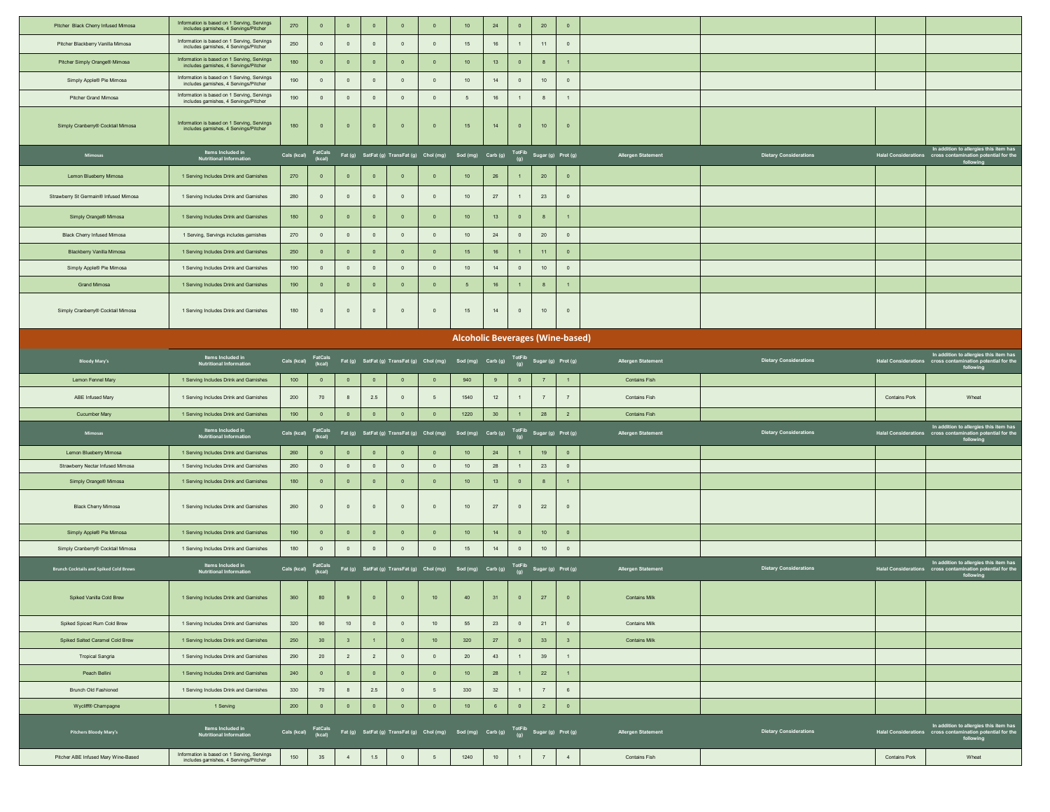| | | | | | | | | | | | | | | | | |
|---|---|---|---|---|---|---|---|---|---|---|---|---|---|---|---|---|
| Pitcher Black Cherry Infused Mimosa | Information is based on 1 Serving, Servings includes garnishes, 4 Servings/Pitcher | 270 | 0 | 0 | 0 | 0 | 0 | 10 | 24 | 0 | 20 | 0 | | | | |
| Pitcher Blackberry Vanilla Mimosa | Information is based on 1 Serving, Servings includes garnishes, 4 Servings/Pitcher | 250 | 0 | 0 | 0 | 0 | 0 | 15 | 16 | 1 | 11 | 0 | | | | |
| Pitcher Simply Orange® Mimosa | Information is based on 1 Serving, Servings includes garnishes, 4 Servings/Pitcher | 180 | 0 | 0 | 0 | 0 | 0 | 10 | 13 | 0 | 8 | 1 | | | | |
| Simply Apple® Pie Mimosa | Information is based on 1 Serving, Servings includes garnishes, 4 Servings/Pitcher | 190 | 0 | 0 | 0 | 0 | 0 | 10 | 14 | 0 | 10 | 0 | | | | |
| Pitcher Grand Mimosa | Information is based on 1 Serving, Servings includes garnishes, 4 Servings/Pitcher | 190 | 0 | 0 | 0 | 0 | 0 | 5 | 16 | 1 | 8 | 1 | | | | |
| Simply Cranberry® Cocktail Mimosa | Information is based on 1 Serving, Servings includes garnishes, 4 Servings/Pitcher | 180 | 0 | 0 | 0 | 0 | 0 | 15 | 14 | 0 | 10 | 0 | | | | |

| Mimosas | Items Included in Nutritional Information | Cals (kcal) | FatCals (kcal) | Fat (g) | SatFat (g) | TransFat (g) | Chol (mg) | Sod (mg) | Carb (g) | TotFib (g) | Sugar (g) | Prot (g) | Allergen Statement | Dietary Considerations | Halal Considerations | In addition to allergies this item has cross contamination potential for the following |
|---|---|---|---|---|---|---|---|---|---|---|---|---|---|---|---|---|
| Lemon Blueberry Mimosa | 1 Serving Includes Drink and Garnishes | 270 | 0 | 0 | 0 | 0 | 0 | 10 | 26 | 1 | 20 | 0 | | | | |
| Strawberry St Germain® Infused Mimosa | 1 Serving Includes Drink and Garnishes | 280 | 0 | 0 | 0 | 0 | 0 | 10 | 27 | 1 | 23 | 0 | | | | |
| Simply Orange® Mimosa | 1 Serving Includes Drink and Garnishes | 180 | 0 | 0 | 0 | 0 | 0 | 10 | 13 | 0 | 8 | 1 | | | | |
| Black Cherry Infused Mimosa | 1 Serving, Servings includes garnishes | 270 | 0 | 0 | 0 | 0 | 0 | 10 | 24 | 0 | 20 | 0 | | | | |
| Blackberry Vanilla Mimosa | 1 Serving Includes Drink and Garnishes | 250 | 0 | 0 | 0 | 0 | 0 | 15 | 16 | 1 | 11 | 0 | | | | |
| Simply Apple® Pie Mimosa | 1 Serving Includes Drink and Garnishes | 190 | 0 | 0 | 0 | 0 | 0 | 10 | 14 | 0 | 10 | 0 | | | | |
| Grand Mimosa | 1 Serving Includes Drink and Garnishes | 190 | 0 | 0 | 0 | 0 | 0 | 5 | 16 | 1 | 8 | 1 | | | | |
| Simply Cranberry® Cocktail Mimosa | 1 Serving Includes Drink and Garnishes | 180 | 0 | 0 | 0 | 0 | 0 | 15 | 14 | 0 | 10 | 0 | | | | |

## Alcoholic Beverages (Wine-based)

| Bloody Mary's | Items Included in Nutritional Information | Cals (kcal) | FatCals (kcal) | Fat (g) | SatFat (g) | TransFat (g) | Chol (mg) | Sod (mg) | Carb (g) | TotFib (g) | Sugar (g) | Prot (g) | Allergen Statement | Dietary Considerations | Halal Considerations | In addition to allergies this item has cross contamination potential for the following |
|---|---|---|---|---|---|---|---|---|---|---|---|---|---|---|---|---|
| Lemon Fennel Mary | 1 Serving Includes Drink and Garnishes | 100 | 0 | 0 | 0 | 0 | 0 | 940 | 9 | 0 | 7 | 1 | Contains Fish | | | |
| ABE Infused Mary | 1 Serving Includes Drink and Garnishes | 200 | 70 | 8 | 2.5 | 0 | 5 | 1540 | 12 | 1 | 7 | 7 | Contains Fish | | Contains Pork | Wheat |
| Cucumber Mary | 1 Serving Includes Drink and Garnishes | 190 | 0 | 0 | 0 | 0 | 0 | 1220 | 30 | 1 | 28 | 2 | Contains Fish | | | |

| Mimosas | Items Included in Nutritional Information | Cals (kcal) | FatCals (kcal) | Fat (g) | SatFat (g) | TransFat (g) | Chol (mg) | Sod (mg) | Carb (g) | TotFib (g) | Sugar (g) | Prot (g) | Allergen Statement | Dietary Considerations | Halal Considerations | In addition to allergies this item has cross contamination potential for the following |
|---|---|---|---|---|---|---|---|---|---|---|---|---|---|---|---|---|
| Lemon Blueberry Mimosa | 1 Serving Includes Drink and Garnishes | 260 | 0 | 0 | 0 | 0 | 0 | 10 | 24 | 1 | 19 | 0 | | | | |
| Strawberry Nectar Infused Mimosa | 1 Serving Includes Drink and Garnishes | 260 | 0 | 0 | 0 | 0 | 0 | 10 | 28 | 1 | 23 | 0 | | | | |
| Simply Orange® Mimosa | 1 Serving Includes Drink and Garnishes | 180 | 0 | 0 | 0 | 0 | 0 | 10 | 13 | 0 | 8 | 1 | | | | |
| Black Cherry Mimosa | 1 Serving Includes Drink and Garnishes | 260 | 0 | 0 | 0 | 0 | 0 | 10 | 27 | 0 | 22 | 0 | | | | |
| Simply Apple® Pie Mimosa | 1 Serving Includes Drink and Garnishes | 190 | 0 | 0 | 0 | 0 | 0 | 10 | 14 | 0 | 10 | 0 | | | | |
| Simply Cranberry® Cocktail Mimosa | 1 Serving Includes Drink and Garnishes | 180 | 0 | 0 | 0 | 0 | 0 | 15 | 14 | 0 | 10 | 0 | | | | |

| Brunch Cocktails and Spiked Cold Brews | Items Included in Nutritional Information | Cals (kcal) | FatCals (kcal) | Fat (g) | SatFat (g) | TransFat (g) | Chol (mg) | Sod (mg) | Carb (g) | TotFib (g) | Sugar (g) | Prot (g) | Allergen Statement | Dietary Considerations | Halal Considerations | In addition to allergies this item has cross contamination potential for the following |
|---|---|---|---|---|---|---|---|---|---|---|---|---|---|---|---|---|
| Spiked Vanilla Cold Brew | 1 Serving Includes Drink and Garnishes | 360 | 80 | 9 | 0 | 0 | 10 | 40 | 31 | 0 | 27 | 0 | Contains Milk | | | |
| Spiked Spiced Rum Cold Brew | 1 Serving Includes Drink and Garnishes | 320 | 90 | 10 | 0 | 0 | 10 | 55 | 23 | 0 | 21 | 0 | Contains Milk | | | |
| Spiked Salted Caramel Cold Brew | 1 Serving Includes Drink and Garnishes | 250 | 30 | 3 | 1 | 0 | 10 | 320 | 27 | 0 | 33 | 3 | Contains Milk | | | |
| Tropical Sangria | 1 Serving Includes Drink and Garnishes | 290 | 20 | 2 | 2 | 0 | 0 | 20 | 43 | 1 | 39 | 1 | | | | |
| Peach Bellini | 1 Serving Includes Drink and Garnishes | 240 | 0 | 0 | 0 | 0 | 0 | 10 | 28 | 1 | 22 | 1 | | | | |
| Brunch Old Fashioned | 1 Serving Includes Drink and Garnishes | 330 | 70 | 8 | 2.5 | 0 | 5 | 330 | 32 | 1 | 7 | 6 | | | | |
| Wycliff® Champagne | 1 Serving | 200 | 0 | 0 | 0 | 0 | 0 | 10 | 6 | 0 | 2 | 0 | | | | |

| Pitchers Bloody Mary's | Items Included in Nutritional Information | Cals (kcal) | FatCals (kcal) | Fat (g) | SatFat (g) | TransFat (g) | Chol (mg) | Sod (mg) | Carb (g) | TotFib (g) | Sugar (g) | Prot (g) | Allergen Statement | Dietary Considerations | Halal Considerations | In addition to allergies this item has cross contamination potential for the following |
|---|---|---|---|---|---|---|---|---|---|---|---|---|---|---|---|---|
| Pitcher ABE Infused Mary Wine-Based | Information is based on 1 Serving, Servings includes garnishes, 4 Servings/Pitcher | 150 | 35 | 4 | 1.5 | 0 | 5 | 1240 | 10 | 1 | 7 | 4 | Contains Fish | | Contains Pork | Wheat |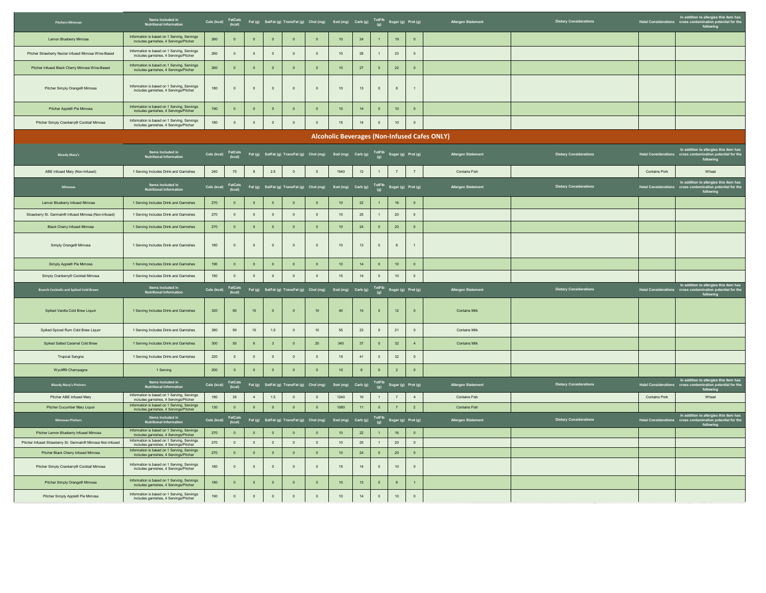| Pitchers Mimosas | Items Included in Nutritional Information | Cals (kcal) | FatCals (kcal) | Fat (g) | SatFat (g) | TransFat (g) | Chol (mg) | Sod (mg) | Carb (g) | TotFib (g) | Sugar (g) | Prot (g) | Allergen Statement | Dietary Considerations | Halal Considerations | In addition to allergies this item has cross contamination potential for the following |
|---|---|---|---|---|---|---|---|---|---|---|---|---|---|---|---|---|
| Lemon Blueberry Mimosa | Information is based on 1 Serving, Servings includes garnishes, 4 Servings/Pitcher | 260 | 0 | 0 | 0 | 0 | 0 | 10 | 24 | 1 | 19 | 0 | | | | |
| Pitcher Strawberry Nectar Infused Mimosa Wine-Based | Information is based on 1 Serving, Servings includes garnishes, 4 Servings/Pitcher | 260 | 0 | 0 | 0 | 0 | 0 | 10 | 28 | 1 | 23 | 0 | | | | |
| Pitcher Infused Black Cherry Mimosa Wine-Based | Information is based on 1 Serving, Servings includes garnishes, 4 Servings/Pitcher | 260 | 0 | 0 | 0 | 0 | 0 | 10 | 27 | 0 | 22 | 0 | | | | |
| Pitcher Simply Orange® Mimosa | Information is based on 1 Serving, Servings includes garnishes, 4 Servings/Pitcher | 180 | 0 | 0 | 0 | 0 | 0 | 10 | 13 | 0 | 8 | 1 | | | | |
| Pitcher Apple® Pie Mimosa | Information is based on 1 Serving, Servings includes garnishes, 4 Servings/Pitcher | 190 | 0 | 0 | 0 | 0 | 0 | 10 | 14 | 0 | 10 | 0 | | | | |
| Pitcher Simply Cranberry® Cocktail Mimosa | Information is based on 1 Serving, Servings includes garnishes, 4 Servings/Pitcher | 180 | 0 | 0 | 0 | 0 | 0 | 15 | 14 | 0 | 10 | 0 | | | | |

## Alcoholic Beverages (Non-Infused Cafes ONLY)

| Bloody Mary's | Items Included in Nutritional Information | Cals (kcal) | FatCals (kcal) | Fat (g) | SatFat (g) | TransFat (g) | Chol (mg) | Sod (mg) | Carb (g) | TotFib (g) | Sugar (g) | Prot (g) | Allergen Statement | Dietary Considerations | Halal Considerations | In addition to allergies this item has cross contamination potential for the following |
|---|---|---|---|---|---|---|---|---|---|---|---|---|---|---|---|---|
| ABE Infused Mary (Non-Infused) | 1 Serving Includes Drink and Garnishes | 240 | 70 | 8 | 2.5 | 0 | 5 | 1540 | 12 | 1 | 7 | 7 | Contains Fish | | Contains Pork | Wheat |

| Mimosas | Items Included in Nutritional Information | Cals (kcal) | FatCals (kcal) | Fat (g) | SatFat (g) | TransFat (g) | Chol (mg) | Sod (mg) | Carb (g) | TotFib (g) | Sugar (g) | Prot (g) | Allergen Statement | Dietary Considerations | Halal Considerations | In addition to allergies this item has cross contamination potential for the following |
|---|---|---|---|---|---|---|---|---|---|---|---|---|---|---|---|---|
| Lemon Blueberry Infused Mimosa | 1 Serving Includes Drink and Garnishes | 270 | 0 | 0 | 0 | 0 | 0 | 10 | 22 | 1 | 16 | 0 | | | | |
| Strawberry St. Germain® Infused Mimosa (Non-Infused) | 1 Serving Includes Drink and Garnishes | 270 | 0 | 0 | 0 | 0 | 0 | 10 | 25 | 1 | 20 | 0 | | | | |
| Black Cherry Infused Mimosa | 1 Serving Includes Drink and Garnishes | 270 | 0 | 0 | 0 | 0 | 0 | 10 | 24 | 0 | 20 | 0 | | | | |
| Simply Orange® Mimosa | 1 Serving Includes Drink and Garnishes | 180 | 0 | 0 | 0 | 0 | 0 | 10 | 13 | 0 | 8 | 1 | | | | |
| Simply Apple® Pie Mimosa | 1 Serving Includes Drink and Garnishes | 190 | 0 | 0 | 0 | 0 | 0 | 10 | 14 | 0 | 10 | 0 | | | | |
| Simply Cranberry® Cocktail Mimosa | 1 Serving Includes Drink and Garnishes | 180 | 0 | 0 | 0 | 0 | 0 | 15 | 14 | 0 | 10 | 0 | | | | |

| Brunch Cocktails and Spiked Cold Brews | Items Included in Nutritional Information | Cals (kcal) | FatCals (kcal) | Fat (g) | SatFat (g) | TransFat (g) | Chol (mg) | Sod (mg) | Carb (g) | TotFib (g) | Sugar (g) | Prot (g) | Allergen Statement | Dietary Considerations | Halal Considerations | In addition to allergies this item has cross contamination potential for the following |
|---|---|---|---|---|---|---|---|---|---|---|---|---|---|---|---|---|
| Spiked Vanilla Cold Brew Liquor | 1 Serving Includes Drink and Garnishes | 320 | 90 | 10 | 0 | 0 | 10 | 40 | 14 | 0 | 12 | 0 | Contains Milk | | | |
| Spiked Spiced Rum Cold Brew Liquor | 1 Serving Includes Drink and Garnishes | 380 | 90 | 10 | 1.5 | 0 | 10 | 55 | 23 | 0 | 21 | 0 | Contains Milk | | | |
| Spiked Salted Caramel Cold Brew | 1 Serving Includes Drink and Garnishes | 300 | 50 | 6 | 3 | 0 | 20 | 340 | 37 | 0 | 32 | 4 | Contains Milk | | | |
| Tropical Sangria | 1 Serving Includes Drink and Garnishes | 220 | 0 | 0 | 0 | 0 | 0 | 15 | 41 | 0 | 32 | 0 | | | | |
| Wycliff® Champagne | 1 Serving | 200 | 0 | 0 | 0 | 0 | 0 | 10 | 6 | 0 | 2 | 0 | | | | |

| Bloody Mary's Pitchers | Items Included in Nutritional Information | Cals (kcal) | FatCals (kcal) | Fat (g) | SatFat (g) | TransFat (g) | Chol (mg) | Sod (mg) | Carb (g) | TotFib (g) | Sugar (g) | Prot (g) | Allergen Statement | Dietary Considerations | Halal Considerations | In addition to allergies this item has cross contamination potential for the following |
|---|---|---|---|---|---|---|---|---|---|---|---|---|---|---|---|---|
| Pitcher ABE Infused Mary | Information is based on 1 Serving, Servings includes garnishes, 4 Servings/Pitcher | 180 | 35 | 4 | 1.5 | 0 | 5 | 1240 | 10 | 1 | 7 | 4 | Contains Fish | | Contains Pork | Wheat |
| Pitcher Cucumber Mary Liquor | Information is based on 1 Serving, Servings includes garnishes, 4 Servings/Pitcher | 130 | 0 | 0 | 0 | 0 | 0 | 1080 | 11 | 0 | 7 | 2 | Contains Fish | | | |

| Mimosas Pitchers | Items Included in Nutritional Information | Cals (kcal) | FatCals (kcal) | Fat (g) | SatFat (g) | TransFat (g) | Chol (mg) | Sod (mg) | Carb (g) | TotFib (g) | Sugar (g) | Prot (g) | Allergen Statement | Dietary Considerations | Halal Considerations | In addition to allergies this item has cross contamination potential for the following |
|---|---|---|---|---|---|---|---|---|---|---|---|---|---|---|---|---|
| Pitcher Lemon Blueberry Infused Mimosa | Information is based on 1 Serving, Servings includes garnishes, 4 Servings/Pitcher | 270 | 0 | 0 | 0 | 0 | 0 | 10 | 22 | 1 | 16 | 0 | | | | |
| Pitcher Infused Strawberry St. Germain® Mimosa Non-Infused | Information is based on 1 Serving, Servings includes garnishes, 4 Servings/Pitcher | 270 | 0 | 0 | 0 | 0 | 0 | 10 | 25 | 1 | 20 | 0 | | | | |
| Pitcher Black Cherry Infused Mimosa | Information is based on 1 Serving, Servings includes garnishes, 4 Servings/Pitcher | 270 | 0 | 0 | 0 | 0 | 0 | 10 | 24 | 0 | 20 | 0 | | | | |
| Pitcher Simply Cranberry® Cocktail Mimosa | Information is based on 1 Serving, Servings includes garnishes, 4 Servings/Pitcher | 180 | 0 | 0 | 0 | 0 | 0 | 15 | 14 | 0 | 10 | 0 | | | | |
| Pitcher Simply Orange® Mimosa | Information is based on 1 Serving, Servings includes garnishes, 4 Servings/Pitcher | 180 | 0 | 0 | 0 | 0 | 0 | 10 | 13 | 0 | 8 | 1 | | | | |
| Pitcher Simply Apple® Pie Mimosa | Information is based on 1 Serving, Servings includes garnishes, 4 Servings/Pitcher | 190 | 0 | 0 | 0 | 0 | 0 | 10 | 14 | 0 | 10 | 0 | | | | |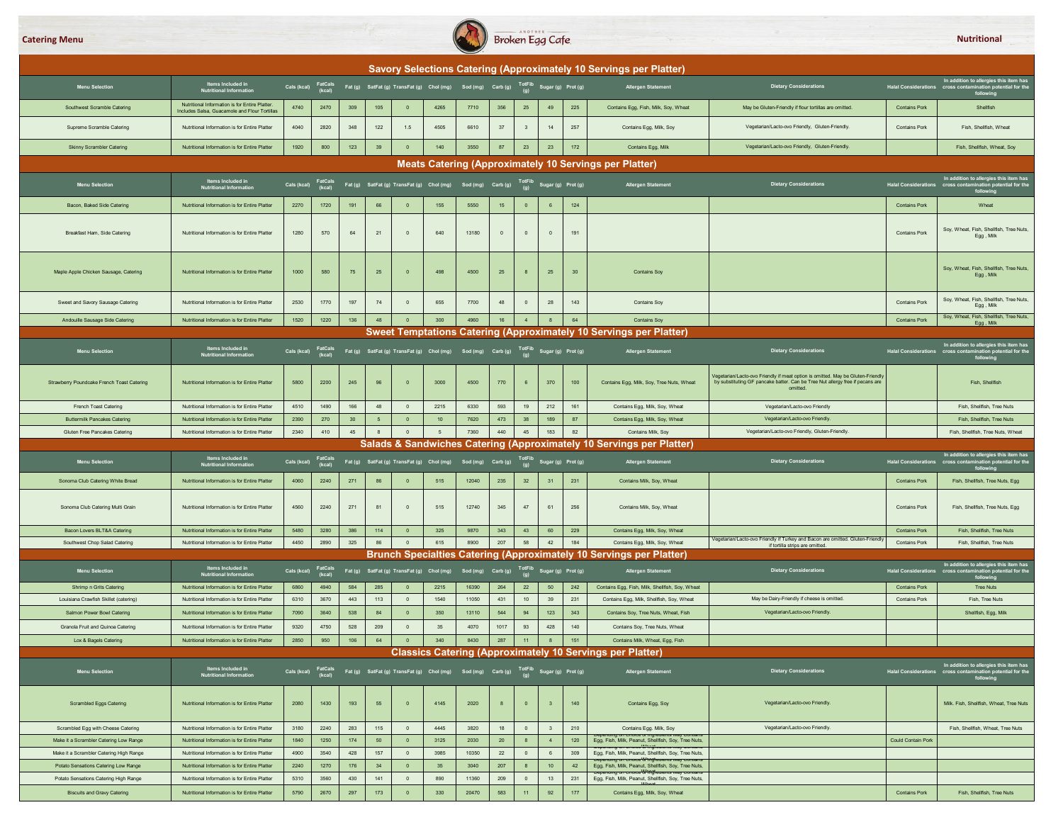Catering Menu

Nutritional

## Savory Selections Catering (Approximately 10 Servings per Platter)

| Menu Selection | Items Included in Nutritional Information | Cals (kcal) | FatCals (kcal) | Fat (g) | SatFat (g) | TransFat (g) | Chol (mg) | Sod (mg) | Carb (g) | TotFib (g) | Sugar (g) | Prot (g) | Allergen Statement | Dietary Considerations | Halal Considerations | In addition to allergies this item has cross contamination potential for the following |
|---|---|---|---|---|---|---|---|---|---|---|---|---|---|---|---|---|
| Southwest Scramble Catering | Nutritional Information is for Entire Platter. Includes Salsa, Guacamole and Flour Tortillas | 4740 | 2470 | 309 | 105 | 0 | 4265 | 7710 | 356 | 25 | 49 | 225 | Contains Egg, Fish, Milk, Soy, Wheat | May be Gluten-Friendly if flour tortillas are omitted. | Contains Pork | Shellfish |
| Supreme Scramble Catering | Nutritional Information is for Entire Platter | 4040 | 2820 | 348 | 122 | 1.5 | 4505 | 6610 | 37 | 3 | 14 | 257 | Contains Egg, Milk, Soy | Vegetarian/Lacto-ovo Friendly, Gluten-Friendly. | Contains Pork | Fish, Shellfish, Wheat |
| Skinny Scrambler Catering | Nutritional Information is for Entire Platter | 1920 | 800 | 123 | 39 | 0 | 140 | 3550 | 87 | 23 | 23 | 172 | Contains Egg, Milk | Vegetarian/Lacto-ovo Friendly, Gluten-Friendly. | | Fish, Shellfish, Wheat, Soy |

## Meats Catering (Approximately 10 Servings per Platter)

| Menu Selection | Items Included in Nutritional Information | Cals (kcal) | FatCals (kcal) | Fat (g) | SatFat (g) | TransFat (g) | Chol (mg) | Sod (mg) | Carb (g) | TotFib (g) | Sugar (g) | Prot (g) | Allergen Statement | Dietary Considerations | Halal Considerations | In addition to allergies this item has cross contamination potential for the following |
|---|---|---|---|---|---|---|---|---|---|---|---|---|---|---|---|---|
| Bacon, Baked Side Catering | Nutritional Information is for Entire Platter | 2270 | 1720 | 191 | 66 | 0 | 155 | 5550 | 15 | 0 | 6 | 124 | | | Contains Pork | Wheat |
| Breakfast Ham, Side Catering | Nutritional Information is for Entire Platter | 1280 | 570 | 64 | 21 | 0 | 640 | 13180 | 0 | 0 | 0 | 191 | | | Contains Pork | Soy, Wheat, Fish, Shellfish, Tree Nuts, Egg , Milk |
| Maple Apple Chicken Sausage, Catering | Nutritional Information is for Entire Platter | 1000 | 580 | 75 | 25 | 0 | 498 | 4500 | 25 | 8 | 25 | 30 | Contains Soy | | | Soy, Wheat, Fish, Shellfish, Tree Nuts, Egg , Milk |
| Sweet and Savory Sausage Catering | Nutritional Information is for Entire Platter | 2530 | 1770 | 197 | 74 | 0 | 655 | 7700 | 48 | 0 | 28 | 143 | Contains Soy | | Contains Pork | Soy, Wheat, Fish, Shellfish, Tree Nuts, Egg , Milk |
| Andouille Sausage Side Catering | Nutritional Information is for Entire Platter | 1520 | 1220 | 136 | 48 | 0 | 300 | 4960 | 16 | 4 | 8 | 64 | Contains Soy | | Contains Pork | Soy, Wheat, Fish, Shellfish, Tree Nuts, Egg , Milk |

## Sweet Temptations Catering (Approximately 10 Servings per Platter)

| Menu Selection | Items Included in Nutritional Information | Cals (kcal) | FatCals (kcal) | Fat (g) | SatFat (g) | TransFat (g) | Chol (mg) | Sod (mg) | Carb (g) | TotFib (g) | Sugar (g) | Prot (g) | Allergen Statement | Dietary Considerations | Halal Considerations | In addition to allergies this item has cross contamination potential for the following |
|---|---|---|---|---|---|---|---|---|---|---|---|---|---|---|---|---|
| Strawberry Poundcake French Toast Catering | Nutritional Information is for Entire Platter | 5800 | 2200 | 245 | 96 | 0 | 3000 | 4500 | 770 | 6 | 370 | 100 | Contains Egg, Milk, Soy, Tree Nuts, Wheat | Vegetarian/Lacto-ovo Friendly if meat option is omitted. May be Gluten-Friendly by substituting GF pancake batter. Can be Tree Nut allergy free if pecans are omitted. | | Fish, Shellfish |
| French Toast Catering | Nutritional Information is for Entire Platter | 4510 | 1490 | 166 | 48 | 0 | 2215 | 6330 | 593 | 19 | 212 | 161 | Contains Egg, Milk, Soy, Wheat | Vegetarian/Lacto-ovo Friendly | | Fish, Shellfish, Tree Nuts |
| Buttermilk Pancakes Catering | Nutritional Information is for Entire Platter | 2390 | 270 | 30 | 5 | 0 | 10 | 7620 | 473 | 38 | 189 | 87 | Contains Egg, Milk, Soy, Wheat | Vegetarian/Lacto-ovo Friendly. | | Fish, Shellfish, Tree Nuts |
| Gluten Free Pancakes Catering | Nutritional Information is for Entire Platter | 2340 | 410 | 45 | 8 | 0 | 5 | 7360 | 440 | 45 | 183 | 82 | Contains Milk, Soy | Vegetarian/Lacto-ovo Friendly, Gluten-Friendly. | | Fish, Shellfish, Tree Nuts, Wheat |

## Salads & Sandwiches Catering (Approximately 10 Servings per Platter)

| Menu Selection | Items Included in Nutritional Information | Cals (kcal) | FatCals (kcal) | Fat (g) | SatFat (g) | TransFat (g) | Chol (mg) | Sod (mg) | Carb (g) | TotFib (g) | Sugar (g) | Prot (g) | Allergen Statement | Dietary Considerations | Halal Considerations | In addition to allergies this item has cross contamination potential for the following |
|---|---|---|---|---|---|---|---|---|---|---|---|---|---|---|---|---|
| Sonoma Club Catering White Bread | Nutritional Information is for Entire Platter | 4060 | 2240 | 271 | 86 | 0 | 515 | 12040 | 235 | 32 | 31 | 231 | Contains Milk, Soy, Wheat | | Contains Pork | Fish, Shellfish, Tree Nuts, Egg |
| Sonoma Club Catering Multi Grain | Nutritional Information is for Entire Platter | 4560 | 2240 | 271 | 81 | 0 | 515 | 12740 | 345 | 47 | 61 | 256 | Contains Milk, Soy, Wheat | | Contains Pork | Fish, Shellfish, Tree Nuts, Egg |
| Bacon Lovers BLT&A Catering | Nutritional Information is for Entire Platter | 5480 | 3280 | 386 | 114 | 0 | 325 | 9870 | 343 | 43 | 60 | 229 | Contains Egg, Milk, Soy, Wheat | | Contains Pork | Fish, Shellfish, Tree Nuts |
| Southwest Chop Salad Catering | Nutritional Information is for Entire Platter | 4450 | 2890 | 325 | 86 | 0 | 615 | 8900 | 207 | 58 | 42 | 184 | Contains Egg, Milk, Soy, Wheat | Vegetarian/Lacto-ovo Friendly if Turkey and Bacon are omitted. Gluten-Friendly if tortilla strips are omitted. | Contains Pork | Fish, Shellfish, Tree Nuts |

## Brunch Specialties Catering (Approximately 10 Servings per Platter)

| Menu Selection | Items Included in Nutritional Information | Cals (kcal) | FatCals (kcal) | Fat (g) | SatFat (g) | TransFat (g) | Chol (mg) | Sod (mg) | Carb (g) | TotFib (g) | Sugar (g) | Prot (g) | Allergen Statement | Dietary Considerations | Halal Considerations | In addition to allergies this item has cross contamination potential for the following |
|---|---|---|---|---|---|---|---|---|---|---|---|---|---|---|---|---|
| Shrimp n Grits Catering | Nutritional Information is for Entire Platter | 6860 | 4940 | 584 | 285 | 0 | 2215 | 16390 | 264 | 22 | 50 | 242 | Contains Egg, Fish, Milk, Shellfish, Soy, Wheat | | Contains Pork | Tree Nuts |
| Louisiana Crawfish Skillet (catering) | Nutritional Information is for Entire Platter | 6310 | 3670 | 443 | 113 | 0 | 1540 | 11050 | 431 | 10 | 39 | 231 | Contains Egg, Milk, Shellfish, Soy, Wheat | May be Dairy-Friendly if cheese is omitted. | Contains Pork | Fish, Tree Nuts |
| Salmon Power Bowl Catering | Nutritional Information is for Entire Platter | 7090 | 3640 | 538 | 84 | 0 | 350 | 13110 | 544 | 94 | 123 | 343 | Contains Soy, Tree Nuts, Wheat, Fish | Vegetarian/Lacto-ovo Friendly. | | Shellfish, Egg, Milk |
| Granola Fruit and Quinoa Catering | Nutritional Information is for Entire Platter | 9320 | 4750 | 528 | 209 | 0 | 35 | 4070 | 1017 | 93 | 428 | 140 | Contains Soy, Tree Nuts, Wheat | | | |
| Lox & Bagels Catering | Nutritional Information is for Entire Platter | 2850 | 950 | 106 | 64 | 0 | 340 | 8430 | 287 | 11 | 8 | 151 | Contains Milk, Wheat, Egg, Fish | | | |

## Classics Catering (Approximately 10 Servings per Platter)

| Menu Selection | Items Included in Nutritional Information | Cals (kcal) | FatCals (kcal) | Fat (g) | SatFat (g) | TransFat (g) | Chol (mg) | Sod (mg) | Carb (g) | TotFib (g) | Sugar (g) | Prot (g) | Allergen Statement | Dietary Considerations | Halal Considerations | In addition to allergies this item has cross contamination potential for the following |
|---|---|---|---|---|---|---|---|---|---|---|---|---|---|---|---|---|
| Scrambled Eggs Catering | Nutritional Information is for Entire Platter | 2080 | 1430 | 193 | 55 | 0 | 4145 | 2020 | 8 | 0 | 3 | 140 | Contains Egg, Soy | Vegetarian/Lacto-ovo Friendly. | | Milk. Fish, Shellfish, Wheat, Tree Nuts |
| Scrambled Egg with Cheese Catering | Nutritional Information is for Entire Platter | 3180 | 2240 | 283 | 115 | 0 | 4445 | 3820 | 18 | 0 | 3 | 210 | Contains Egg, Milk, Soy | Vegetarian/Lacto-ovo Friendly. | | Fish, Shellfish, Wheat, Tree Nuts |
| Make it a Scrambler Catering Low Range | Nutritional Information is for Entire Platter | 1840 | 1250 | 174 | 50 | 0 | 3125 | 2030 | 20 | 8 | 4 | 120 | Depending on Choice of Ingredients May Contains Egg, Fish, Milk, Peanut, Shellfish, Soy, Tree Nuts, Wheat | | Could Contain Pork | |
| Make it a Scrambler Catering High Range | Nutritional Information is for Entire Platter | 4900 | 3540 | 428 | 157 | 0 | 3985 | 10350 | 22 | 0 | 6 | 309 | Depending on Choice of Ingredients May Contains Egg, Fish, Milk, Peanut, Shellfish, Soy, Tree Nuts, Wheat | | | |
| Potato Sensations Catering Low Range | Nutritional Information is for Entire Platter | 2240 | 1270 | 176 | 34 | 0 | 35 | 3040 | 207 | 8 | 10 | 42 | Depending on Choice of Ingredients May Contains Egg, Fish, Milk, Peanut, Shellfish, Soy, Tree Nuts, Wheat | | | |
| Potato Sensations Catering High Range | Nutritional Information is for Entire Platter | 5310 | 3560 | 430 | 141 | 0 | 890 | 11360 | 209 | 0 | 13 | 231 | Depending on Choice of Ingredients May Contains Egg, Fish, Milk, Peanut, Shellfish, Soy, Tree Nuts, Wheat | | | |
| Biscuits and Gravy Catering | Nutritional Information is for Entire Platter | 5790 | 2670 | 297 | 173 | 0 | 330 | 20470 | 583 | 11 | 92 | 177 | Contains Egg, Milk, Soy, Wheat | | Contains Pork | Fish, Shellfish, Tree Nuts |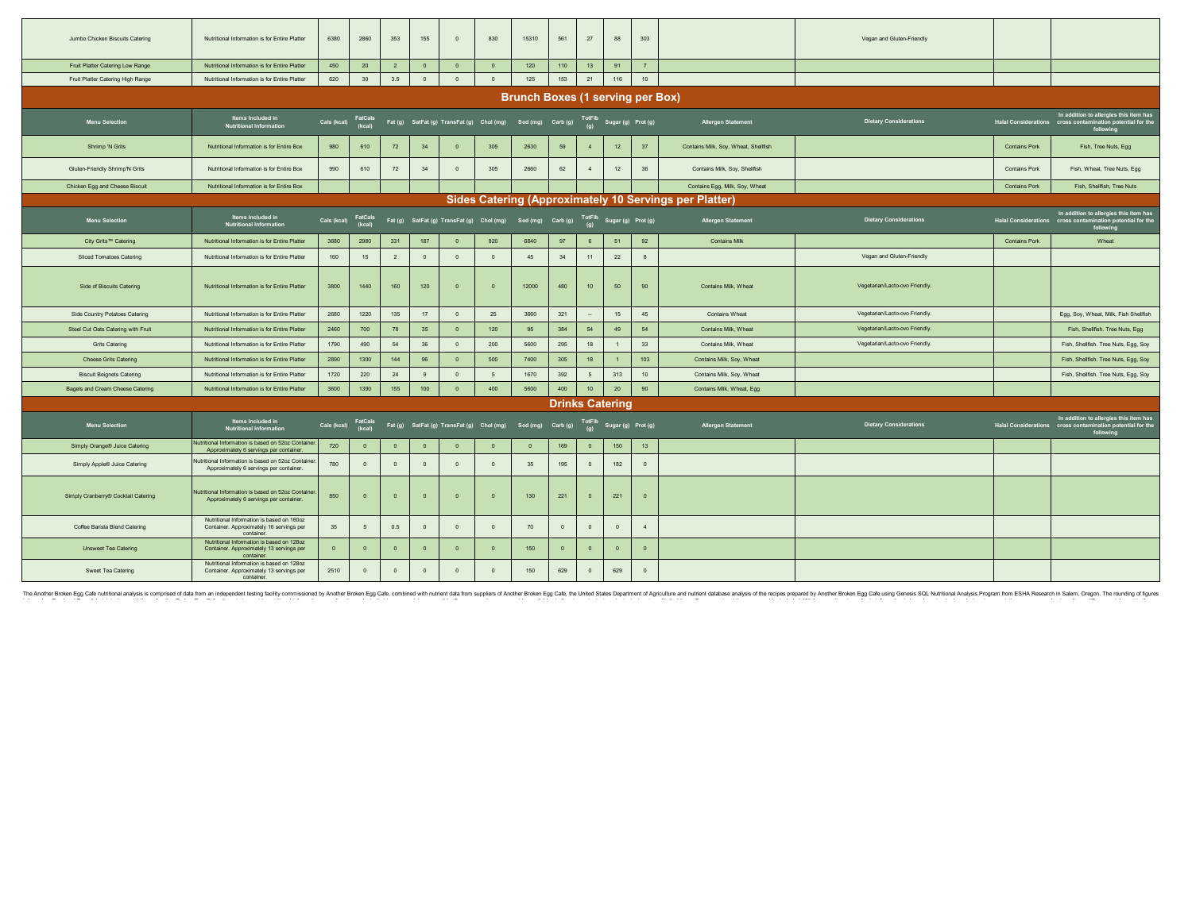| Menu Selection | Items Included in Nutritional Information | Cals (kcal) | FatCals (kcal) | Fat (g) | SatFat (g) | TransFat (g) | Chol (mg) | Sod (mg) | Carb (g) | TotFib (g) | Sugar (g) | Prot (g) | Allergen Statement | Dietary Considerations | Halal Considerations | In addition to allergies this item has cross contamination potential for the following |
|---|---|---|---|---|---|---|---|---|---|---|---|---|---|---|---|---|
| Jumbo Chicken Biscuits Catering | Nutritional Information is for Entire Platter | 6380 | 2860 | 353 | 155 | 0 | 830 | 15310 | 561 | 27 | 88 | 303 | | Vegan and Gluten-Friendly | | |
| Fruit Platter Catering Low Range | Nutritional Information is for Entire Platter | 450 | 20 | 2 | 0 | 0 | 0 | 120 | 110 | 13 | 91 | 7 | | | | |
| Fruit Platter Catering High Range | Nutritional Information is for Entire Platter | 620 | 30 | 3.5 | 0 | 0 | 0 | 125 | 153 | 21 | 116 | 10 | | | | |

## Brunch Boxes (1 serving per Box)

| Menu Selection | Items Included in Nutritional Information | Cals (kcal) | FatCals (kcal) | Fat (g) | SatFat (g) | TransFat (g) | Chol (mg) | Sod (mg) | Carb (g) | TotFib (g) | Sugar (g) | Prot (g) | Allergen Statement | Dietary Considerations | Halal Considerations | In addition to allergies this item has cross contamination potential for the following |
|---|---|---|---|---|---|---|---|---|---|---|---|---|---|---|---|---|
| Shrimp 'N Grits | Nutritional Information is for Entire Box | 980 | 610 | 72 | 34 | 0 | 305 | 2630 | 59 | 4 | 12 | 37 | Contains Milk, Soy, Wheat, Shellfish | | Contains Pork | Fish, Tree Nuts, Egg |
| Gluten-Friendly Shrimp'N Grits | Nutritional Information is for Entire Box | 990 | 610 | 72 | 34 | 0 | 305 | 2660 | 62 | 4 | 12 | 36 | Contains Milk, Soy, Shellfish | | Contains Pork | Fish, Wheat, Tree Nuts, Egg |
| Chicken Egg and Cheese Biscuit | Nutritional Information is for Entire Box | | | | | | | | | | | | Contains Egg, Milk, Soy, Wheat | | Contains Pork | Fish, Shellfish, Tree Nuts |

## Sides Catering (Approximately 10 Servings per Platter)

| Menu Selection | Items Included in Nutritional Information | Cals (kcal) | FatCals (kcal) | Fat (g) | SatFat (g) | TransFat (g) | Chol (mg) | Sod (mg) | Carb (g) | TotFib (g) | Sugar (g) | Prot (g) | Allergen Statement | Dietary Considerations | Halal Considerations | In addition to allergies this item has cross contamination potential for the following |
|---|---|---|---|---|---|---|---|---|---|---|---|---|---|---|---|---|
| City Grits™ Catering | Nutritional Information is for Entire Platter | 3680 | 2980 | 331 | 187 | 0 | 820 | 6840 | 97 | 6 | 51 | 92 | Contains Milk | | Contains Pork | Wheat |
| Sliced Tomatoes Catering | Nutritional Information is for Entire Platter | 160 | 15 | 2 | 0 | 0 | 0 | 45 | 34 | 11 | 22 | 8 | | Vegan and Gluten-Friendly | | |
| Side of Biscuits Catering | Nutritional Information is for Entire Platter | 3800 | 1440 | 160 | 120 | 0 | 0 | 12000 | 480 | 10 | 50 | 90 | Contains Milk, Wheat | Vegetarian/Lacto-ovo Friendly. | | |
| Side Country Potatoes Catering | Nutritional Information is for Entire Platter | 2680 | 1220 | 135 | 17 | 0 | 25 | 3660 | 321 | -- | 15 | 45 | Contains Wheat | Vegetarian/Lacto-ovo Friendly. | | Egg, Soy, Wheat, Milk, Fish Shellfish |
| Steel Cut Oats Catering with Fruit | Nutritional Information is for Entire Platter | 2460 | 700 | 78 | 35 | 0 | 120 | 95 | 384 | 54 | 49 | 54 | Contains Milk, Wheat | Vegetarian/Lacto-ovo Friendly. | | Fish, Shellfish. Tree Nuts, Egg |
| Grits Catering | Nutritional Information is for Entire Platter | 1790 | 490 | 54 | 36 | 0 | 200 | 5600 | 295 | 18 | 1 | 33 | Contains Milk, Wheat | Vegetarian/Lacto-ovo Friendly. | | Fish, Shellfish. Tree Nuts, Egg, Soy |
| Cheese Grits Catering | Nutritional Information is for Entire Platter | 2890 | 1300 | 144 | 96 | 0 | 500 | 7400 | 305 | 18 | 1 | 103 | Contains Milk, Soy, Wheat | | | Fish, Shellfish. Tree Nuts, Egg, Soy |
| Biscuit Beignets Catering | Nutritional Information is for Entire Platter | 1720 | 220 | 24 | 9 | 0 | 5 | 1670 | 392 | 5 | 313 | 10 | Contains Milk, Soy, Wheat | | | Fish, Shellfish. Tree Nuts, Egg, Soy |
| Bagels and Cream Cheese Catering | Nutritional Information is for Entire Platter | 3600 | 1390 | 155 | 100 | 0 | 400 | 5600 | 400 | 10 | 20 | 90 | Contains Milk, Wheat, Egg | | | |

## Drinks Catering

| Menu Selection | Items Included in Nutritional Information | Cals (kcal) | FatCals (kcal) | Fat (g) | SatFat (g) | TransFat (g) | Chol (mg) | Sod (mg) | Carb (g) | TotFib (g) | Sugar (g) | Prot (g) | Allergen Statement | Dietary Considerations | Halal Considerations | In addition to allergies this item has cross contamination potential for the following |
|---|---|---|---|---|---|---|---|---|---|---|---|---|---|---|---|---|
| Simply Orange® Juice Catering | Nutritional Information is based on 52oz Container. Approximately 6 servings per container. | 720 | 0 | 0 | 0 | 0 | 0 | 0 | 169 | 0 | 150 | 13 | | | | |
| Simply Apple® Juice Catering | Nutritional Information is based on 52oz Container. Approximately 6 servings per container. | 780 | 0 | 0 | 0 | 0 | 0 | 35 | 195 | 0 | 182 | 0 | | | | |
| Simply Cranberry® Cocktail Catering | Nutritional Information is based on 52oz Container. Approximately 6 servings per container. | 850 | 0 | 0 | 0 | 0 | 0 | 130 | 221 | 0 | 221 | 0 | | | | |
| Coffee Barista Blend Catering | Nutritional Information is based on 160oz Container. Approximately 16 servings per container. | 35 | 5 | 0.5 | 0 | 0 | 0 | 70 | 0 | 0 | 0 | 4 | | | | |
| Unsweet Tea Catering | Nutritional Information is based on 128oz Container. Approximately 13 servings per container. | 0 | 0 | 0 | 0 | 0 | 0 | 150 | 0 | 0 | 0 | 0 | | | | |
| Sweet Tea Catering | Nutritional Information is based on 128oz Container. Approximately 13 servings per container. | 2510 | 0 | 0 | 0 | 0 | 0 | 150 | 629 | 0 | 629 | 0 | | | | |

The Another Broken Egg Cafe nutritional analysis is comprised of data from an independent testing facility commissioned by Another Broken Egg Cafe, combined with nutrient data from suppliers of Another Broken Egg Cafe, the United States Department of Agriculture and nutrient database analysis of the recipes prepared by Another Broken Egg Cafe using Genesis SQL Nutritional Analysis Program from ESHA Research in Salem, Oregon. The rounding of figures